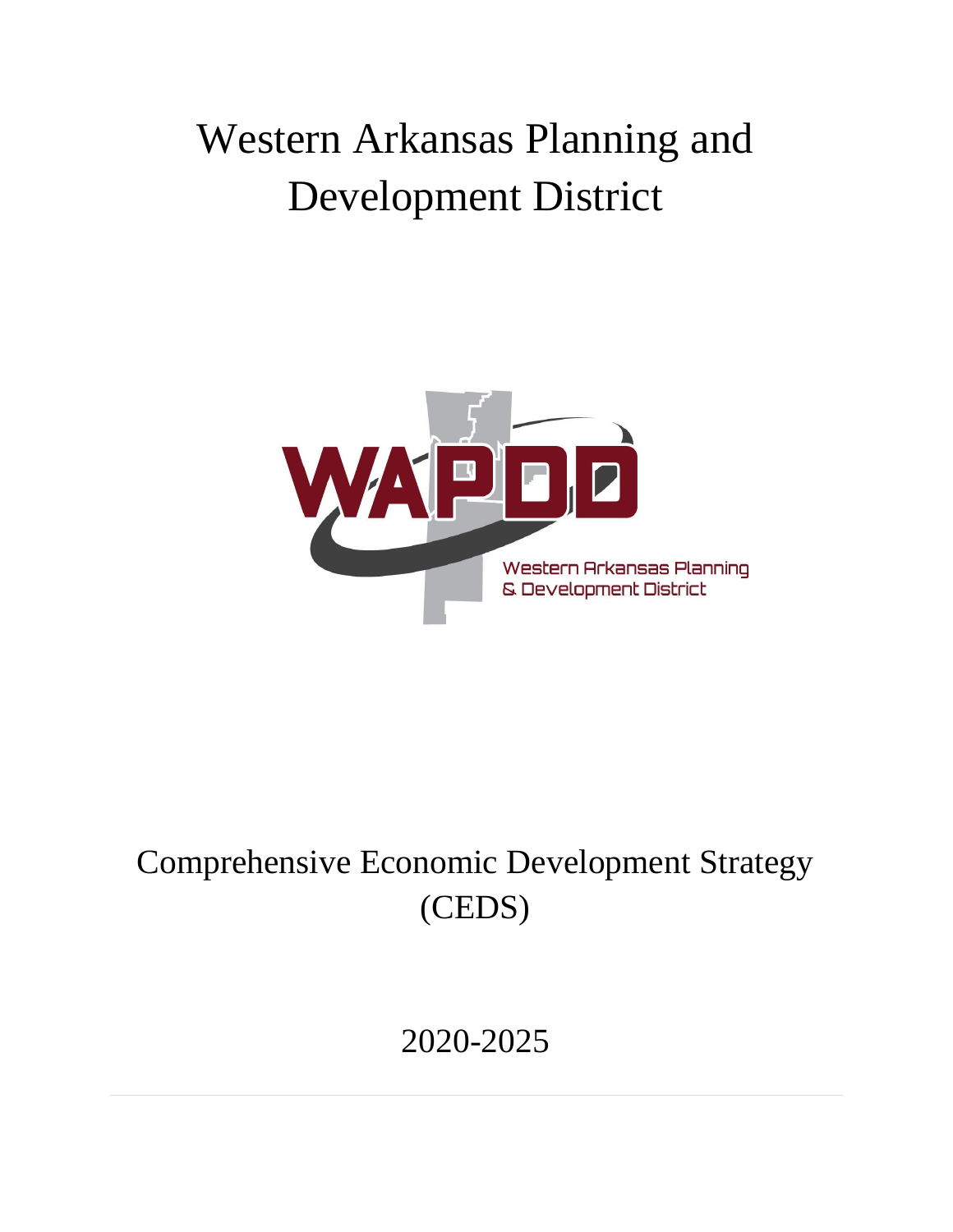# Western Arkansas Planning and Development District

WAPDD

Western Arkansas Planning & Development District

## Comprehensive Economic Development Strategy (CEDS)

2020-2025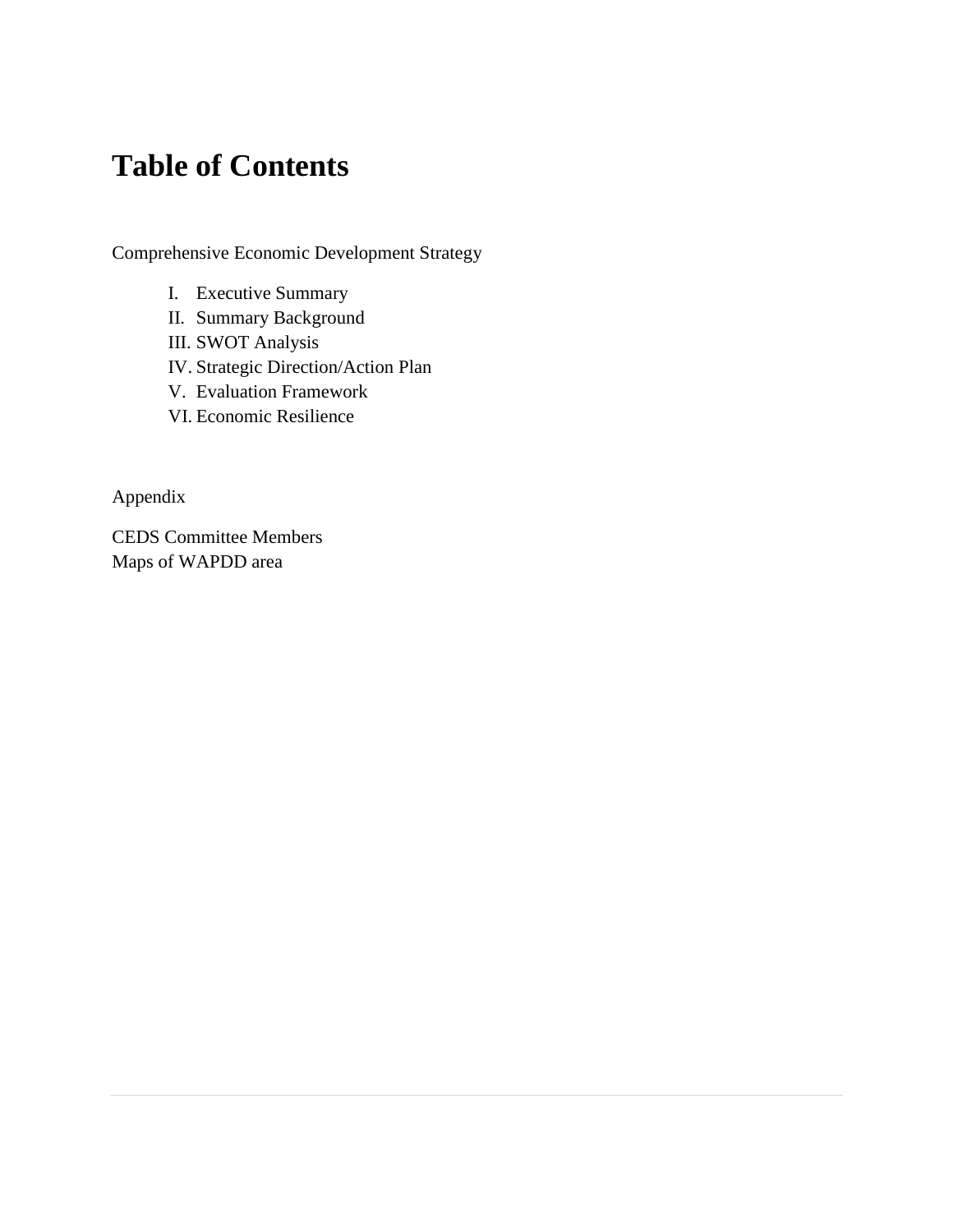# Table of Contents

Comprehensive Economic Development Strategy

I. Executive Summary
II. Summary Background
III. SWOT Analysis
IV. Strategic Direction/Action Plan
V. Evaluation Framework
VI. Economic Resilience

Appendix

CEDS Committee Members
Maps of WAPDD area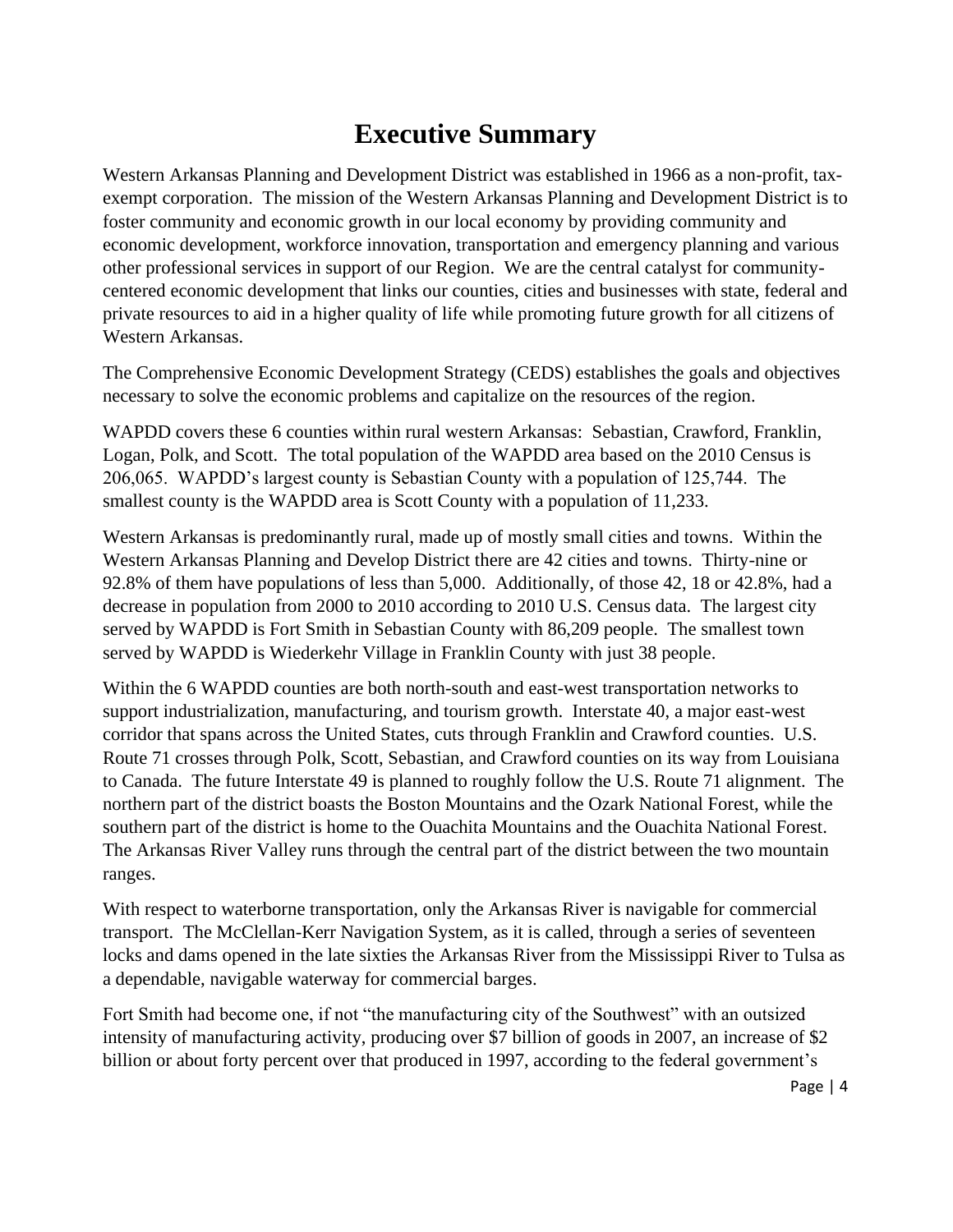# Executive Summary

Western Arkansas Planning and Development District was established in 1966 as a non-profit, tax-exempt corporation. The mission of the Western Arkansas Planning and Development District is to foster community and economic growth in our local economy by providing community and economic development, workforce innovation, transportation and emergency planning and various other professional services in support of our Region. We are the central catalyst for community-centered economic development that links our counties, cities and businesses with state, federal and private resources to aid in a higher quality of life while promoting future growth for all citizens of Western Arkansas.

The Comprehensive Economic Development Strategy (CEDS) establishes the goals and objectives necessary to solve the economic problems and capitalize on the resources of the region.

WAPDD covers these 6 counties within rural western Arkansas: Sebastian, Crawford, Franklin, Logan, Polk, and Scott. The total population of the WAPDD area based on the 2010 Census is 206,065. WAPDD's largest county is Sebastian County with a population of 125,744. The smallest county is the WAPDD area is Scott County with a population of 11,233.

Western Arkansas is predominantly rural, made up of mostly small cities and towns. Within the Western Arkansas Planning and Develop District there are 42 cities and towns. Thirty-nine or 92.8% of them have populations of less than 5,000. Additionally, of those 42, 18 or 42.8%, had a decrease in population from 2000 to 2010 according to 2010 U.S. Census data. The largest city served by WAPDD is Fort Smith in Sebastian County with 86,209 people. The smallest town served by WAPDD is Wiederkehr Village in Franklin County with just 38 people.

Within the 6 WAPDD counties are both north-south and east-west transportation networks to support industrialization, manufacturing, and tourism growth. Interstate 40, a major east-west corridor that spans across the United States, cuts through Franklin and Crawford counties. U.S. Route 71 crosses through Polk, Scott, Sebastian, and Crawford counties on its way from Louisiana to Canada. The future Interstate 49 is planned to roughly follow the U.S. Route 71 alignment. The northern part of the district boasts the Boston Mountains and the Ozark National Forest, while the southern part of the district is home to the Ouachita Mountains and the Ouachita National Forest. The Arkansas River Valley runs through the central part of the district between the two mountain ranges.

With respect to waterborne transportation, only the Arkansas River is navigable for commercial transport. The McClellan-Kerr Navigation System, as it is called, through a series of seventeen locks and dams opened in the late sixties the Arkansas River from the Mississippi River to Tulsa as a dependable, navigable waterway for commercial barges.

Fort Smith had become one, if not "the manufacturing city of the Southwest" with an outsized intensity of manufacturing activity, producing over $7 billion of goods in 2007, an increase of $2 billion or about forty percent over that produced in 1997, according to the federal government's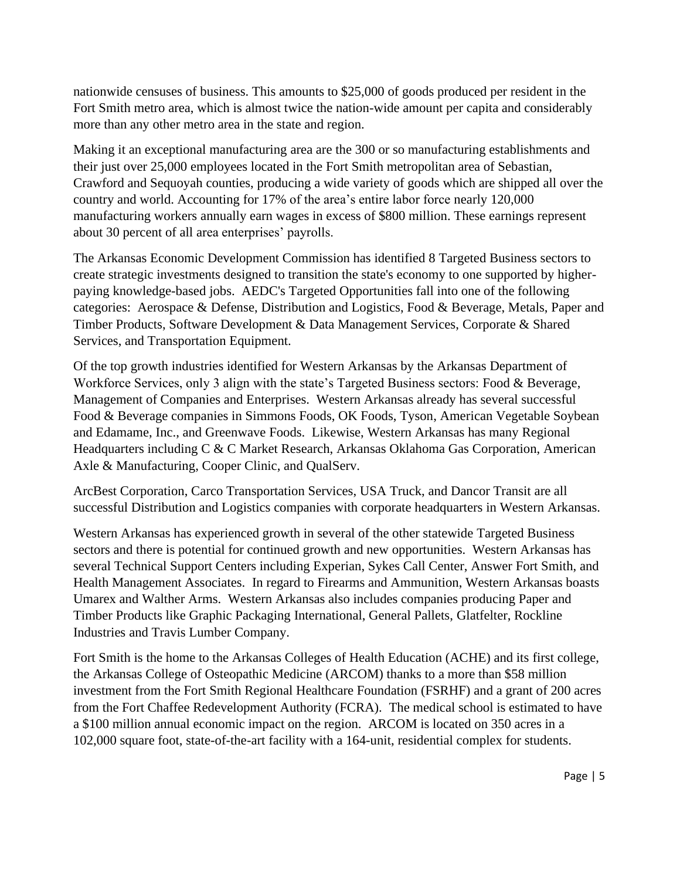nationwide censuses of business. This amounts to $25,000 of goods produced per resident in the Fort Smith metro area, which is almost twice the nation-wide amount per capita and considerably more than any other metro area in the state and region.

Making it an exceptional manufacturing area are the 300 or so manufacturing establishments and their just over 25,000 employees located in the Fort Smith metropolitan area of Sebastian, Crawford and Sequoyah counties, producing a wide variety of goods which are shipped all over the country and world. Accounting for 17% of the area's entire labor force nearly 120,000 manufacturing workers annually earn wages in excess of $800 million. These earnings represent about 30 percent of all area enterprises' payrolls.

The Arkansas Economic Development Commission has identified 8 Targeted Business sectors to create strategic investments designed to transition the state's economy to one supported by higher-paying knowledge-based jobs. AEDC's Targeted Opportunities fall into one of the following categories: Aerospace & Defense, Distribution and Logistics, Food & Beverage, Metals, Paper and Timber Products, Software Development & Data Management Services, Corporate & Shared Services, and Transportation Equipment.

Of the top growth industries identified for Western Arkansas by the Arkansas Department of Workforce Services, only 3 align with the state's Targeted Business sectors: Food & Beverage, Management of Companies and Enterprises. Western Arkansas already has several successful Food & Beverage companies in Simmons Foods, OK Foods, Tyson, American Vegetable Soybean and Edamame, Inc., and Greenwave Foods. Likewise, Western Arkansas has many Regional Headquarters including C & C Market Research, Arkansas Oklahoma Gas Corporation, American Axle & Manufacturing, Cooper Clinic, and QualServ.

ArcBest Corporation, Carco Transportation Services, USA Truck, and Dancor Transit are all successful Distribution and Logistics companies with corporate headquarters in Western Arkansas.

Western Arkansas has experienced growth in several of the other statewide Targeted Business sectors and there is potential for continued growth and new opportunities. Western Arkansas has several Technical Support Centers including Experian, Sykes Call Center, Answer Fort Smith, and Health Management Associates. In regard to Firearms and Ammunition, Western Arkansas boasts Umarex and Walther Arms. Western Arkansas also includes companies producing Paper and Timber Products like Graphic Packaging International, General Pallets, Glatfelter, Rockline Industries and Travis Lumber Company.

Fort Smith is the home to the Arkansas Colleges of Health Education (ACHE) and its first college, the Arkansas College of Osteopathic Medicine (ARCOM) thanks to a more than $58 million investment from the Fort Smith Regional Healthcare Foundation (FSRHF) and a grant of 200 acres from the Fort Chaffee Redevelopment Authority (FCRA). The medical school is estimated to have a $100 million annual economic impact on the region. ARCOM is located on 350 acres in a 102,000 square foot, state-of-the-art facility with a 164-unit, residential complex for students.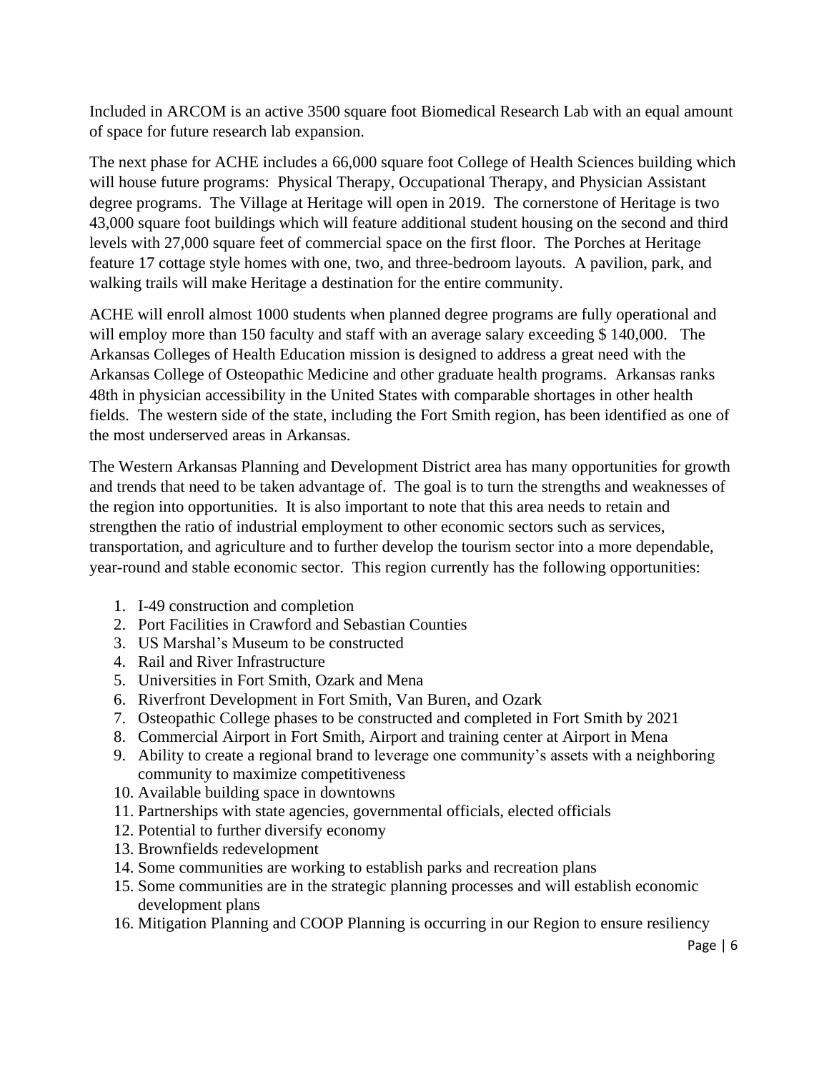Included in ARCOM is an active 3500 square foot Biomedical Research Lab with an equal amount of space for future research lab expansion.

The next phase for ACHE includes a 66,000 square foot College of Health Sciences building which will house future programs: Physical Therapy, Occupational Therapy, and Physician Assistant degree programs. The Village at Heritage will open in 2019. The cornerstone of Heritage is two 43,000 square foot buildings which will feature additional student housing on the second and third levels with 27,000 square feet of commercial space on the first floor. The Porches at Heritage feature 17 cottage style homes with one, two, and three-bedroom layouts. A pavilion, park, and walking trails will make Heritage a destination for the entire community.

ACHE will enroll almost 1000 students when planned degree programs are fully operational and will employ more than 150 faculty and staff with an average salary exceeding $ 140,000. The Arkansas Colleges of Health Education mission is designed to address a great need with the Arkansas College of Osteopathic Medicine and other graduate health programs. Arkansas ranks 48th in physician accessibility in the United States with comparable shortages in other health fields. The western side of the state, including the Fort Smith region, has been identified as one of the most underserved areas in Arkansas.

The Western Arkansas Planning and Development District area has many opportunities for growth and trends that need to be taken advantage of. The goal is to turn the strengths and weaknesses of the region into opportunities. It is also important to note that this area needs to retain and strengthen the ratio of industrial employment to other economic sectors such as services, transportation, and agriculture and to further develop the tourism sector into a more dependable, year-round and stable economic sector. This region currently has the following opportunities:

1. I-49 construction and completion
2. Port Facilities in Crawford and Sebastian Counties
3. US Marshal's Museum to be constructed
4. Rail and River Infrastructure
5. Universities in Fort Smith, Ozark and Mena
6. Riverfront Development in Fort Smith, Van Buren, and Ozark
7. Osteopathic College phases to be constructed and completed in Fort Smith by 2021
8. Commercial Airport in Fort Smith, Airport and training center at Airport in Mena
9. Ability to create a regional brand to leverage one community's assets with a neighboring community to maximize competitiveness
10. Available building space in downtowns
11. Partnerships with state agencies, governmental officials, elected officials
12. Potential to further diversify economy
13. Brownfields redevelopment
14. Some communities are working to establish parks and recreation plans
15. Some communities are in the strategic planning processes and will establish economic development plans
16. Mitigation Planning and COOP Planning is occurring in our Region to ensure resiliency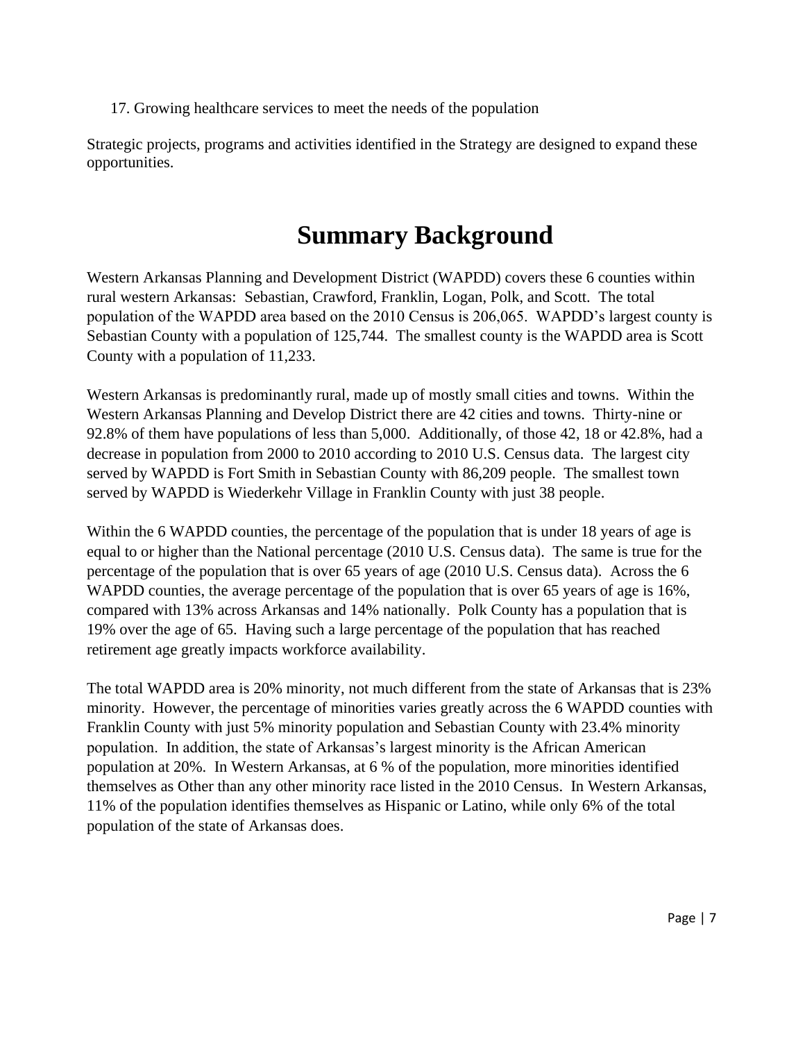17. Growing healthcare services to meet the needs of the population

Strategic projects, programs and activities identified in the Strategy are designed to expand these opportunities.

# Summary Background

Western Arkansas Planning and Development District (WAPDD) covers these 6 counties within rural western Arkansas: Sebastian, Crawford, Franklin, Logan, Polk, and Scott. The total population of the WAPDD area based on the 2010 Census is 206,065. WAPDD's largest county is Sebastian County with a population of 125,744. The smallest county is the WAPDD area is Scott County with a population of 11,233.

Western Arkansas is predominantly rural, made up of mostly small cities and towns. Within the Western Arkansas Planning and Develop District there are 42 cities and towns. Thirty-nine or 92.8% of them have populations of less than 5,000. Additionally, of those 42, 18 or 42.8%, had a decrease in population from 2000 to 2010 according to 2010 U.S. Census data. The largest city served by WAPDD is Fort Smith in Sebastian County with 86,209 people. The smallest town served by WAPDD is Wiederkehr Village in Franklin County with just 38 people.

Within the 6 WAPDD counties, the percentage of the population that is under 18 years of age is equal to or higher than the National percentage (2010 U.S. Census data). The same is true for the percentage of the population that is over 65 years of age (2010 U.S. Census data). Across the 6 WAPDD counties, the average percentage of the population that is over 65 years of age is 16%, compared with 13% across Arkansas and 14% nationally. Polk County has a population that is 19% over the age of 65. Having such a large percentage of the population that has reached retirement age greatly impacts workforce availability.

The total WAPDD area is 20% minority, not much different from the state of Arkansas that is 23% minority. However, the percentage of minorities varies greatly across the 6 WAPDD counties with Franklin County with just 5% minority population and Sebastian County with 23.4% minority population. In addition, the state of Arkansas's largest minority is the African American population at 20%. In Western Arkansas, at 6 % of the population, more minorities identified themselves as Other than any other minority race listed in the 2010 Census. In Western Arkansas, 11% of the population identifies themselves as Hispanic or Latino, while only 6% of the total population of the state of Arkansas does.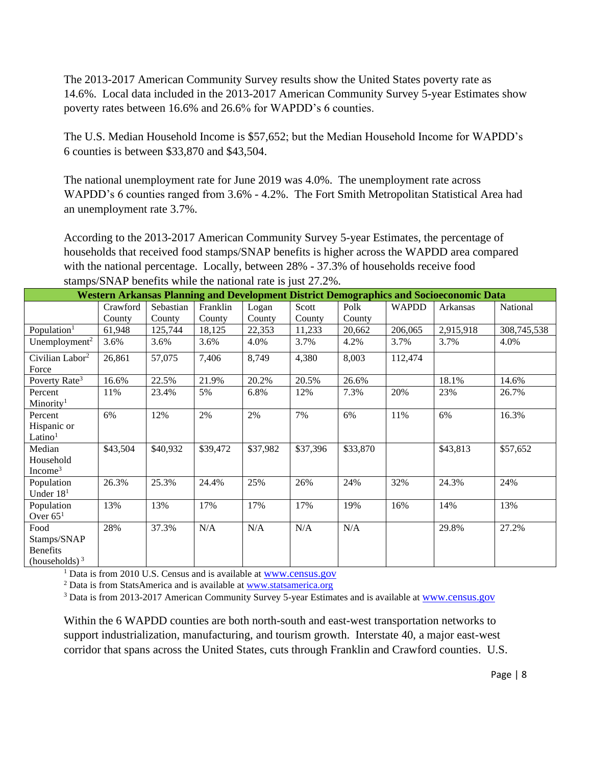The 2013-2017 American Community Survey results show the United States poverty rate as 14.6%. Local data included in the 2013-2017 American Community Survey 5-year Estimates show poverty rates between 16.6% and 26.6% for WAPDD's 6 counties.

The U.S. Median Household Income is $57,652; but the Median Household Income for WAPDD's 6 counties is between $33,870 and $43,504.

The national unemployment rate for June 2019 was 4.0%. The unemployment rate across WAPDD's 6 counties ranged from 3.6% - 4.2%. The Fort Smith Metropolitan Statistical Area had an unemployment rate 3.7%.

According to the 2013-2017 American Community Survey 5-year Estimates, the percentage of households that received food stamps/SNAP benefits is higher across the WAPDD area compared with the national percentage. Locally, between 28% - 37.3% of households receive food stamps/SNAP benefits while the national rate is just 27.2%.

| Western Arkansas Planning and Development District Demographics and Socioeconomic Data | | | | | | | | | |
|---|---|---|---|---|---|---|---|---|---|
| | Crawford County | Sebastian County | Franklin County | Logan County | Scott County | Polk County | WAPDD | Arkansas | National |
| Population[1] | 61,948 | 125,744 | 18,125 | 22,353 | 11,233 | 20,662 | 206,065 | 2,915,918 | 308,745,538 |
| Unemployment[2] | 3.6% | 3.6% | 3.6% | 4.0% | 3.7% | 4.2% | 3.7% | 3.7% | 4.0% |
| Civilian Labor[2] Force | 26,861 | 57,075 | 7,406 | 8,749 | 4,380 | 8,003 | 112,474 | | |
| Poverty Rate[3] | 16.6% | 22.5% | 21.9% | 20.2% | 20.5% | 26.6% | | 18.1% | 14.6% |
| Percent Minority[1] | 11% | 23.4% | 5% | 6.8% | 12% | 7.3% | 20% | 23% | 26.7% |
| Percent Hispanic or Latino[1] | 6% | 12% | 2% | 2% | 7% | 6% | 11% | 6% | 16.3% |
| Median Household Income[3] | $43,504 | $40,932 | $39,472 | $37,982 | $37,396 | $33,870 | | $43,813 | $57,652 |
| Population Under 18[1] | 26.3% | 25.3% | 24.4% | 25% | 26% | 24% | 32% | 24.3% | 24% |
| Population Over 65[1] | 13% | 13% | 17% | 17% | 17% | 19% | 16% | 14% | 13% |
| Food Stamps/SNAP Benefits (households)[3] | 28% | 37.3% | N/A | N/A | N/A | N/A | | 29.8% | 27.2% |

[1] Data is from 2010 U.S. Census and is available at www.census.gov

[2] Data is from StatsAmerica and is available at www.statsamerica.org

[3] Data is from 2013-2017 American Community Survey 5-year Estimates and is available at www.census.gov

Within the 6 WAPDD counties are both north-south and east-west transportation networks to support industrialization, manufacturing, and tourism growth. Interstate 40, a major east-west corridor that spans across the United States, cuts through Franklin and Crawford counties. U.S.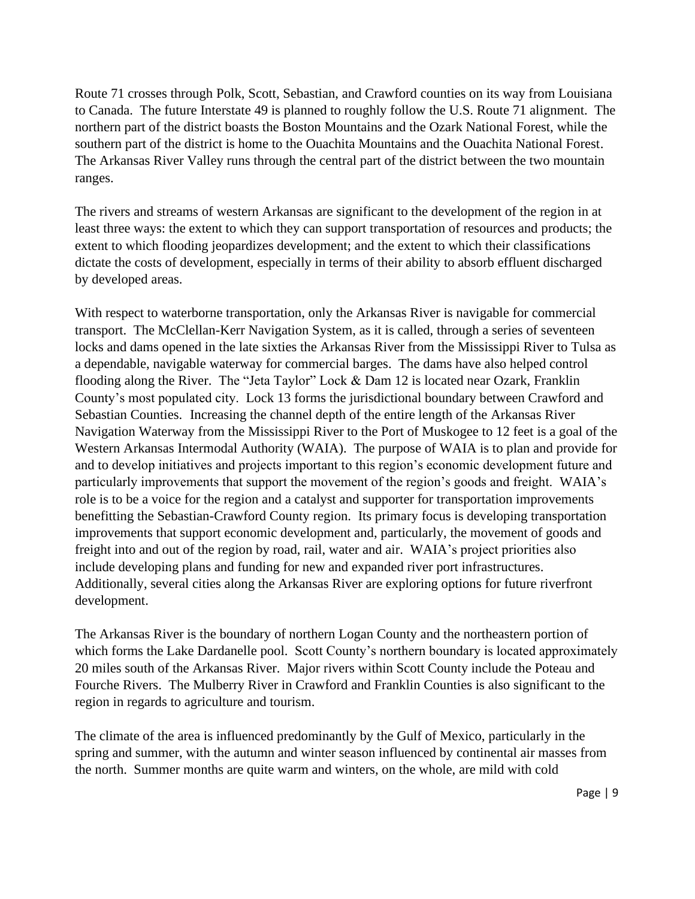Route 71 crosses through Polk, Scott, Sebastian, and Crawford counties on its way from Louisiana to Canada. The future Interstate 49 is planned to roughly follow the U.S. Route 71 alignment. The northern part of the district boasts the Boston Mountains and the Ozark National Forest, while the southern part of the district is home to the Ouachita Mountains and the Ouachita National Forest. The Arkansas River Valley runs through the central part of the district between the two mountain ranges.

The rivers and streams of western Arkansas are significant to the development of the region in at least three ways: the extent to which they can support transportation of resources and products; the extent to which flooding jeopardizes development; and the extent to which their classifications dictate the costs of development, especially in terms of their ability to absorb effluent discharged by developed areas.

With respect to waterborne transportation, only the Arkansas River is navigable for commercial transport. The McClellan-Kerr Navigation System, as it is called, through a series of seventeen locks and dams opened in the late sixties the Arkansas River from the Mississippi River to Tulsa as a dependable, navigable waterway for commercial barges. The dams have also helped control flooding along the River. The "Jeta Taylor" Lock & Dam 12 is located near Ozark, Franklin County's most populated city. Lock 13 forms the jurisdictional boundary between Crawford and Sebastian Counties. Increasing the channel depth of the entire length of the Arkansas River Navigation Waterway from the Mississippi River to the Port of Muskogee to 12 feet is a goal of the Western Arkansas Intermodal Authority (WAIA). The purpose of WAIA is to plan and provide for and to develop initiatives and projects important to this region's economic development future and particularly improvements that support the movement of the region's goods and freight. WAIA's role is to be a voice for the region and a catalyst and supporter for transportation improvements benefitting the Sebastian-Crawford County region. Its primary focus is developing transportation improvements that support economic development and, particularly, the movement of goods and freight into and out of the region by road, rail, water and air. WAIA's project priorities also include developing plans and funding for new and expanded river port infrastructures. Additionally, several cities along the Arkansas River are exploring options for future riverfront development.

The Arkansas River is the boundary of northern Logan County and the northeastern portion of which forms the Lake Dardanelle pool. Scott County's northern boundary is located approximately 20 miles south of the Arkansas River. Major rivers within Scott County include the Poteau and Fourche Rivers. The Mulberry River in Crawford and Franklin Counties is also significant to the region in regards to agriculture and tourism.

The climate of the area is influenced predominantly by the Gulf of Mexico, particularly in the spring and summer, with the autumn and winter season influenced by continental air masses from the north. Summer months are quite warm and winters, on the whole, are mild with cold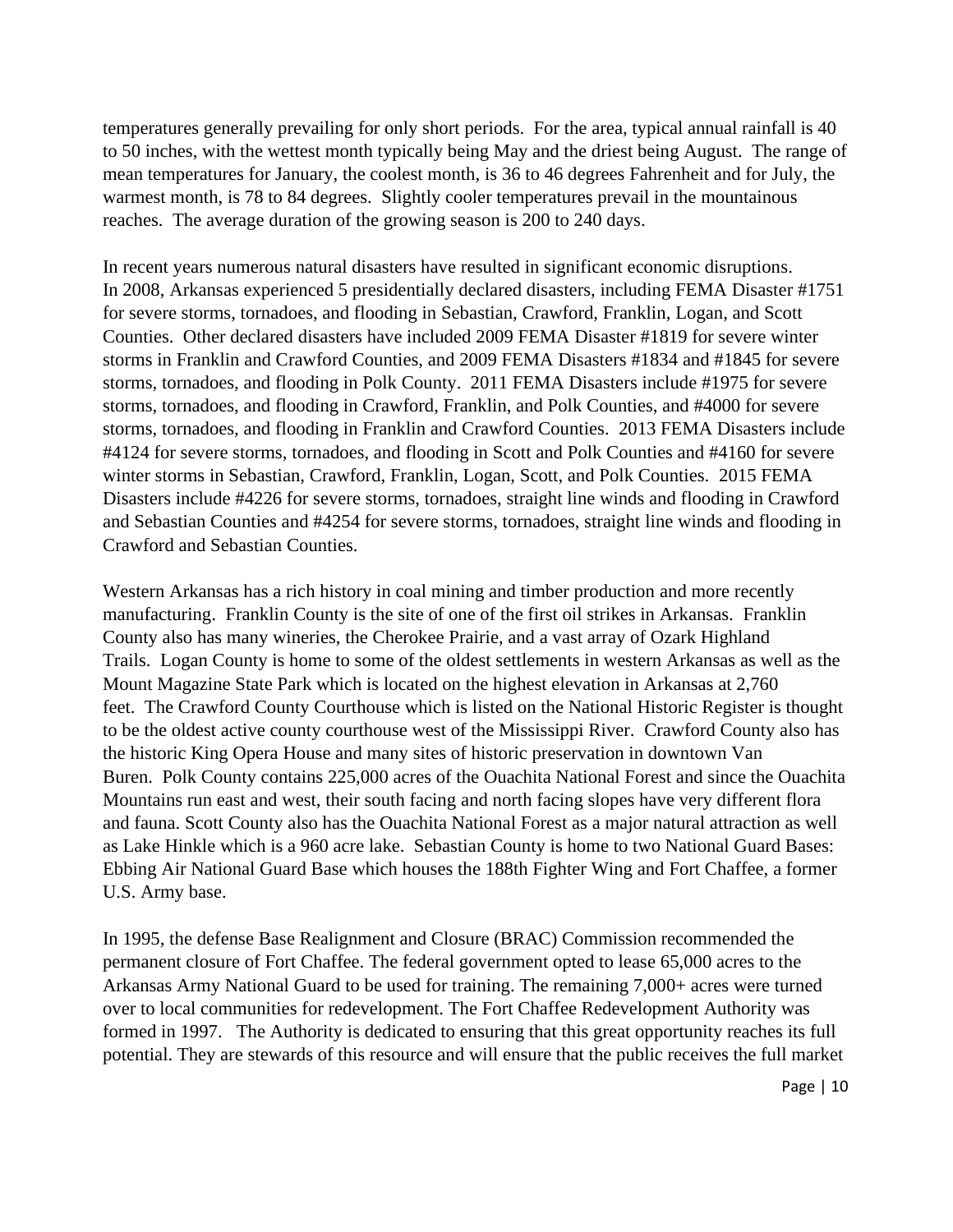temperatures generally prevailing for only short periods. For the area, typical annual rainfall is 40 to 50 inches, with the wettest month typically being May and the driest being August. The range of mean temperatures for January, the coolest month, is 36 to 46 degrees Fahrenheit and for July, the warmest month, is 78 to 84 degrees. Slightly cooler temperatures prevail in the mountainous reaches. The average duration of the growing season is 200 to 240 days.

In recent years numerous natural disasters have resulted in significant economic disruptions. In 2008, Arkansas experienced 5 presidentially declared disasters, including FEMA Disaster #1751 for severe storms, tornadoes, and flooding in Sebastian, Crawford, Franklin, Logan, and Scott Counties. Other declared disasters have included 2009 FEMA Disaster #1819 for severe winter storms in Franklin and Crawford Counties, and 2009 FEMA Disasters #1834 and #1845 for severe storms, tornadoes, and flooding in Polk County. 2011 FEMA Disasters include #1975 for severe storms, tornadoes, and flooding in Crawford, Franklin, and Polk Counties, and #4000 for severe storms, tornadoes, and flooding in Franklin and Crawford Counties. 2013 FEMA Disasters include #4124 for severe storms, tornadoes, and flooding in Scott and Polk Counties and #4160 for severe winter storms in Sebastian, Crawford, Franklin, Logan, Scott, and Polk Counties. 2015 FEMA Disasters include #4226 for severe storms, tornadoes, straight line winds and flooding in Crawford and Sebastian Counties and #4254 for severe storms, tornadoes, straight line winds and flooding in Crawford and Sebastian Counties.

Western Arkansas has a rich history in coal mining and timber production and more recently manufacturing. Franklin County is the site of one of the first oil strikes in Arkansas. Franklin County also has many wineries, the Cherokee Prairie, and a vast array of Ozark Highland Trails. Logan County is home to some of the oldest settlements in western Arkansas as well as the Mount Magazine State Park which is located on the highest elevation in Arkansas at 2,760 feet. The Crawford County Courthouse which is listed on the National Historic Register is thought to be the oldest active county courthouse west of the Mississippi River. Crawford County also has the historic King Opera House and many sites of historic preservation in downtown Van Buren. Polk County contains 225,000 acres of the Ouachita National Forest and since the Ouachita Mountains run east and west, their south facing and north facing slopes have very different flora and fauna. Scott County also has the Ouachita National Forest as a major natural attraction as well as Lake Hinkle which is a 960 acre lake. Sebastian County is home to two National Guard Bases: Ebbing Air National Guard Base which houses the 188th Fighter Wing and Fort Chaffee, a former U.S. Army base.

In 1995, the defense Base Realignment and Closure (BRAC) Commission recommended the permanent closure of Fort Chaffee. The federal government opted to lease 65,000 acres to the Arkansas Army National Guard to be used for training. The remaining 7,000+ acres were turned over to local communities for redevelopment. The Fort Chaffee Redevelopment Authority was formed in 1997. The Authority is dedicated to ensuring that this great opportunity reaches its full potential. They are stewards of this resource and will ensure that the public receives the full market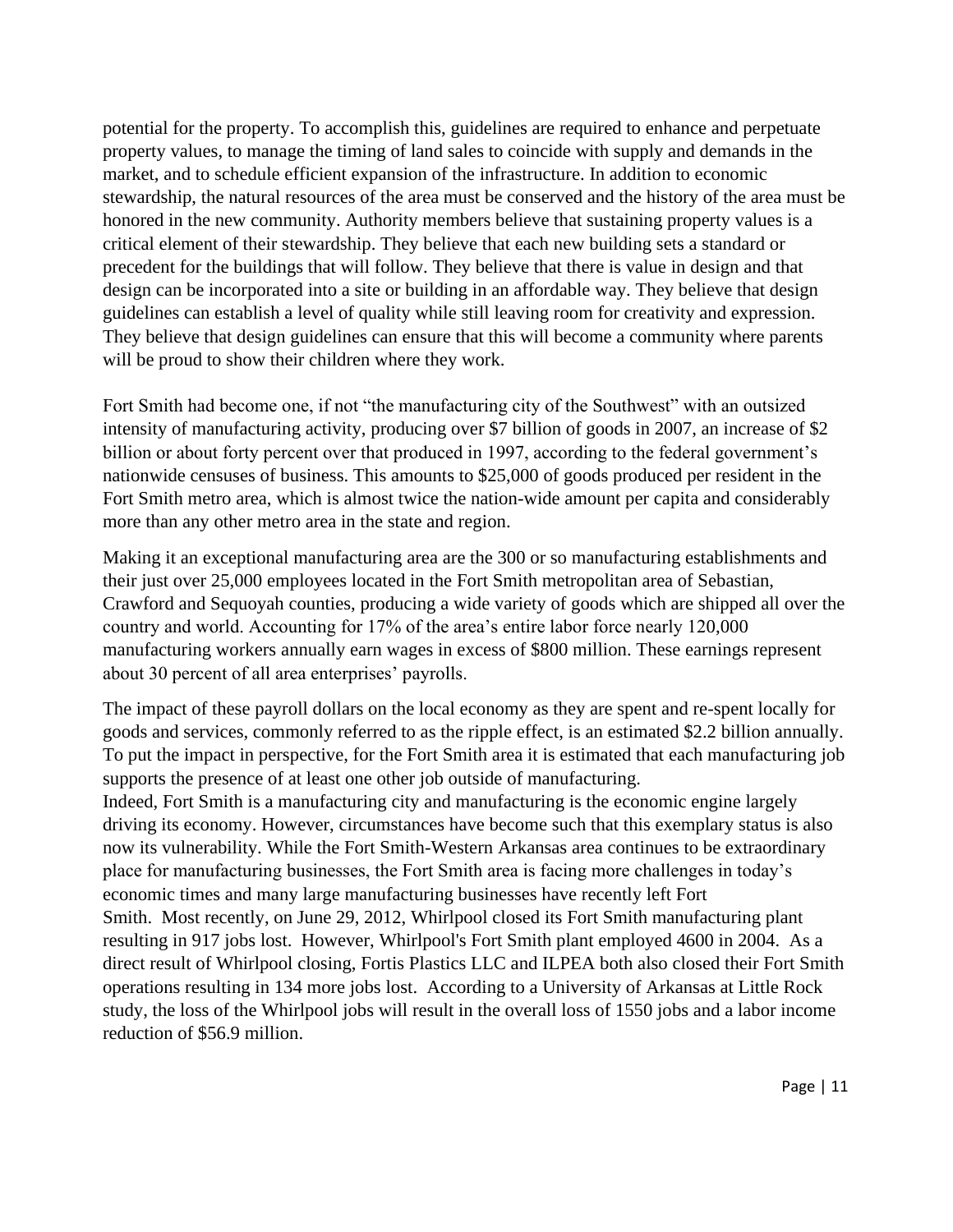potential for the property. To accomplish this, guidelines are required to enhance and perpetuate property values, to manage the timing of land sales to coincide with supply and demands in the market, and to schedule efficient expansion of the infrastructure. In addition to economic stewardship, the natural resources of the area must be conserved and the history of the area must be honored in the new community. Authority members believe that sustaining property values is a critical element of their stewardship. They believe that each new building sets a standard or precedent for the buildings that will follow. They believe that there is value in design and that design can be incorporated into a site or building in an affordable way. They believe that design guidelines can establish a level of quality while still leaving room for creativity and expression. They believe that design guidelines can ensure that this will become a community where parents will be proud to show their children where they work.

Fort Smith had become one, if not "the manufacturing city of the Southwest" with an outsized intensity of manufacturing activity, producing over $7 billion of goods in 2007, an increase of $2 billion or about forty percent over that produced in 1997, according to the federal government's nationwide censuses of business. This amounts to $25,000 of goods produced per resident in the Fort Smith metro area, which is almost twice the nation-wide amount per capita and considerably more than any other metro area in the state and region.

Making it an exceptional manufacturing area are the 300 or so manufacturing establishments and their just over 25,000 employees located in the Fort Smith metropolitan area of Sebastian, Crawford and Sequoyah counties, producing a wide variety of goods which are shipped all over the country and world. Accounting for 17% of the area's entire labor force nearly 120,000 manufacturing workers annually earn wages in excess of $800 million. These earnings represent about 30 percent of all area enterprises' payrolls.

The impact of these payroll dollars on the local economy as they are spent and re-spent locally for goods and services, commonly referred to as the ripple effect, is an estimated $2.2 billion annually. To put the impact in perspective, for the Fort Smith area it is estimated that each manufacturing job supports the presence of at least one other job outside of manufacturing.

Indeed, Fort Smith is a manufacturing city and manufacturing is the economic engine largely driving its economy. However, circumstances have become such that this exemplary status is also now its vulnerability. While the Fort Smith-Western Arkansas area continues to be extraordinary place for manufacturing businesses, the Fort Smith area is facing more challenges in today's economic times and many large manufacturing businesses have recently left Fort Smith. Most recently, on June 29, 2012, Whirlpool closed its Fort Smith manufacturing plant resulting in 917 jobs lost. However, Whirlpool's Fort Smith plant employed 4600 in 2004. As a direct result of Whirlpool closing, Fortis Plastics LLC and ILPEA both also closed their Fort Smith operations resulting in 134 more jobs lost. According to a University of Arkansas at Little Rock study, the loss of the Whirlpool jobs will result in the overall loss of 1550 jobs and a labor income reduction of $56.9 million.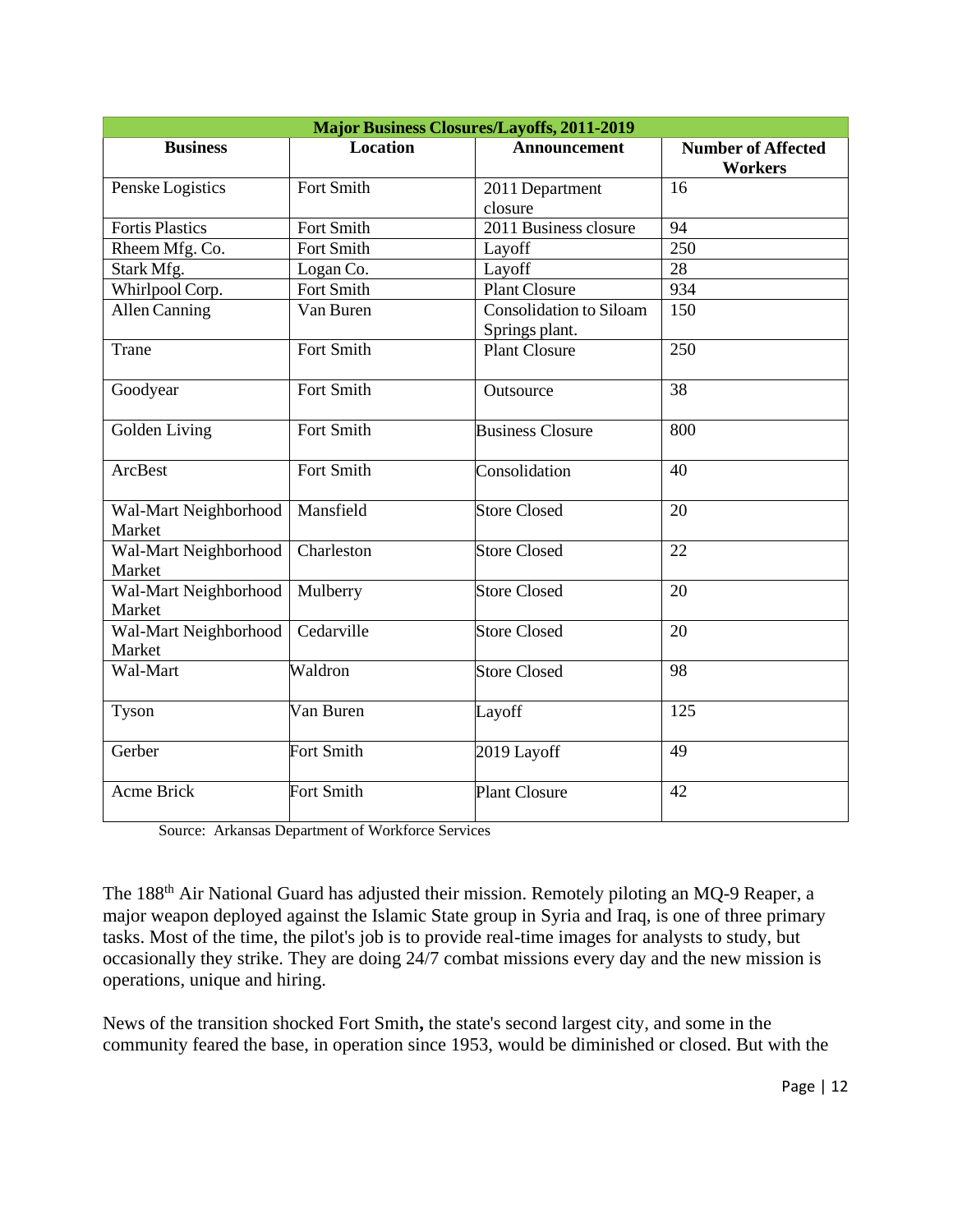| Major Business Closures/Layoffs, 2011-2019 | | | |
|---|---|---|---|
| **Business** | **Location** | **Announcement** | **Number of Affected Workers** |
| Penske Logistics | Fort Smith | 2011 Department closure | 16 |
| Fortis Plastics | Fort Smith | 2011 Business closure | 94 |
| Rheem Mfg. Co. | Fort Smith | Layoff | 250 |
| Stark Mfg. | Logan Co. | Layoff | 28 |
| Whirlpool Corp. | Fort Smith | Plant Closure | 934 |
| Allen Canning | Van Buren | Consolidation to Siloam Springs plant. | 150 |
| Trane | Fort Smith | Plant Closure | 250 |
| Goodyear | Fort Smith | Outsource | 38 |
| Golden Living | Fort Smith | Business Closure | 800 |
| ArcBest | Fort Smith | Consolidation | 40 |
| Wal-Mart Neighborhood Market | Mansfield | Store Closed | 20 |
| Wal-Mart Neighborhood Market | Charleston | Store Closed | 22 |
| Wal-Mart Neighborhood Market | Mulberry | Store Closed | 20 |
| Wal-Mart Neighborhood Market | Cedarville | Store Closed | 20 |
| Wal-Mart | Waldron | Store Closed | 98 |
| Tyson | Van Buren | Layoff | 125 |
| Gerber | Fort Smith | 2019 Layoff | 49 |
| Acme Brick | Fort Smith | Plant Closure | 42 |

Source: Arkansas Department of Workforce Services

The 188th Air National Guard has adjusted their mission. Remotely piloting an MQ-9 Reaper, a major weapon deployed against the Islamic State group in Syria and Iraq, is one of three primary tasks. Most of the time, the pilot's job is to provide real-time images for analysts to study, but occasionally they strike. They are doing 24/7 combat missions every day and the new mission is operations, unique and hiring.

News of the transition shocked Fort Smith**,** the state's second largest city, and some in the community feared the base, in operation since 1953, would be diminished or closed. But with the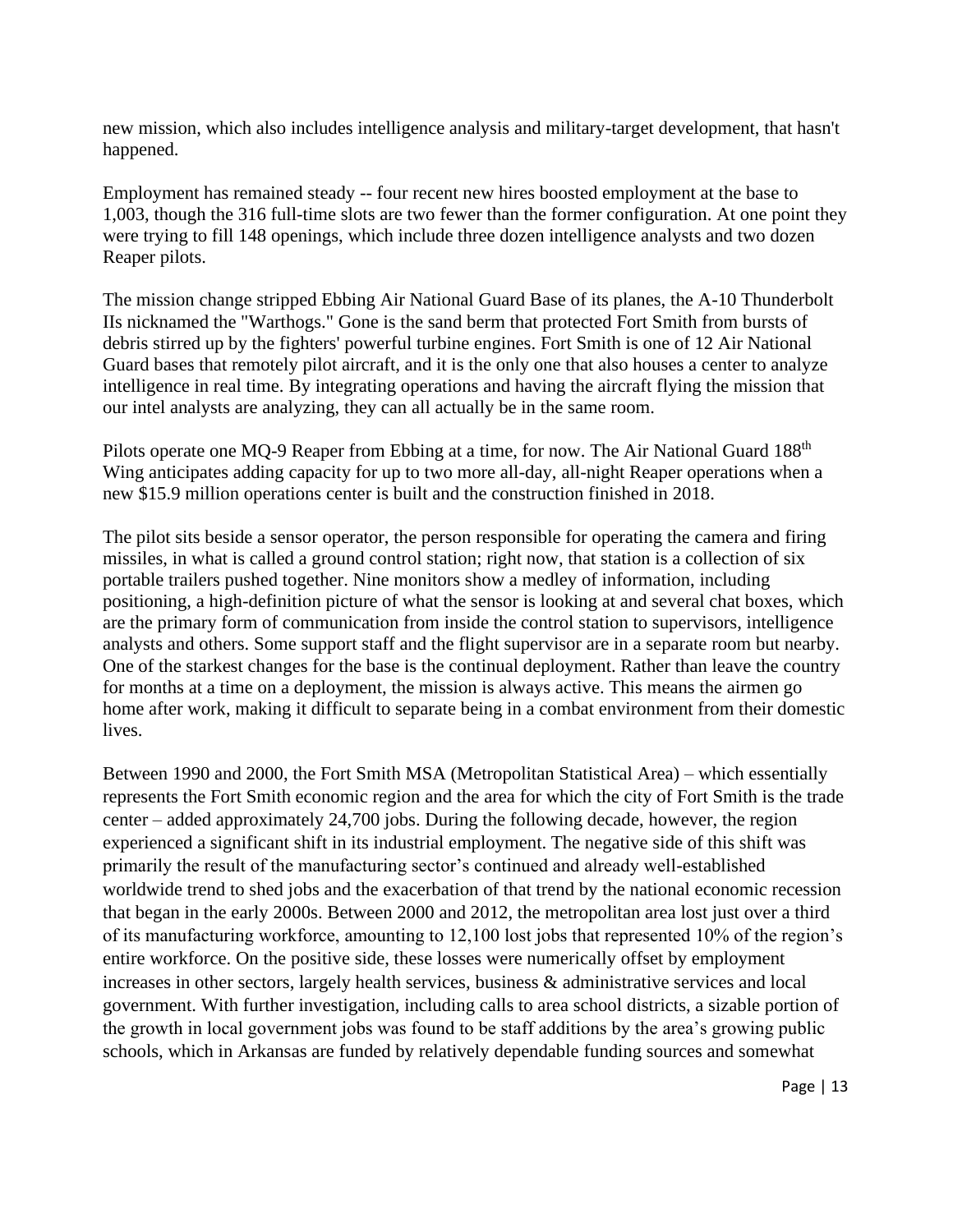new mission, which also includes intelligence analysis and military-target development, that hasn't happened.

Employment has remained steady -- four recent new hires boosted employment at the base to 1,003, though the 316 full-time slots are two fewer than the former configuration. At one point they were trying to fill 148 openings, which include three dozen intelligence analysts and two dozen Reaper pilots.

The mission change stripped Ebbing Air National Guard Base of its planes, the A-10 Thunderbolt IIs nicknamed the "Warthogs." Gone is the sand berm that protected Fort Smith from bursts of debris stirred up by the fighters' powerful turbine engines. Fort Smith is one of 12 Air National Guard bases that remotely pilot aircraft, and it is the only one that also houses a center to analyze intelligence in real time. By integrating operations and having the aircraft flying the mission that our intel analysts are analyzing, they can all actually be in the same room.

Pilots operate one MQ-9 Reaper from Ebbing at a time, for now. The Air National Guard 188th Wing anticipates adding capacity for up to two more all-day, all-night Reaper operations when a new $15.9 million operations center is built and the construction finished in 2018.

The pilot sits beside a sensor operator, the person responsible for operating the camera and firing missiles, in what is called a ground control station; right now, that station is a collection of six portable trailers pushed together. Nine monitors show a medley of information, including positioning, a high-definition picture of what the sensor is looking at and several chat boxes, which are the primary form of communication from inside the control station to supervisors, intelligence analysts and others. Some support staff and the flight supervisor are in a separate room but nearby. One of the starkest changes for the base is the continual deployment. Rather than leave the country for months at a time on a deployment, the mission is always active. This means the airmen go home after work, making it difficult to separate being in a combat environment from their domestic lives.

Between 1990 and 2000, the Fort Smith MSA (Metropolitan Statistical Area) – which essentially represents the Fort Smith economic region and the area for which the city of Fort Smith is the trade center – added approximately 24,700 jobs. During the following decade, however, the region experienced a significant shift in its industrial employment. The negative side of this shift was primarily the result of the manufacturing sector's continued and already well-established worldwide trend to shed jobs and the exacerbation of that trend by the national economic recession that began in the early 2000s. Between 2000 and 2012, the metropolitan area lost just over a third of its manufacturing workforce, amounting to 12,100 lost jobs that represented 10% of the region's entire workforce. On the positive side, these losses were numerically offset by employment increases in other sectors, largely health services, business & administrative services and local government. With further investigation, including calls to area school districts, a sizable portion of the growth in local government jobs was found to be staff additions by the area's growing public schools, which in Arkansas are funded by relatively dependable funding sources and somewhat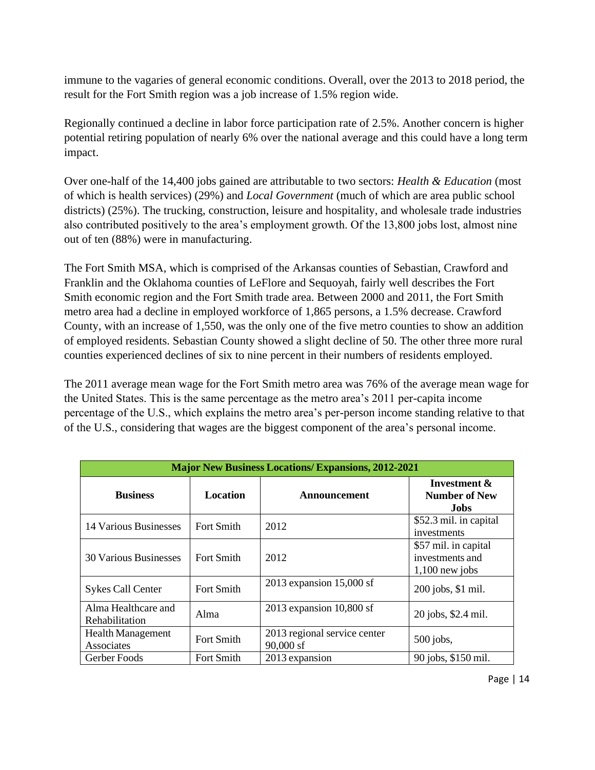immune to the vagaries of general economic conditions. Overall, over the 2013 to 2018 period, the result for the Fort Smith region was a job increase of 1.5% region wide.

Regionally continued a decline in labor force participation rate of 2.5%. Another concern is higher potential retiring population of nearly 6% over the national average and this could have a long term impact.

Over one-half of the 14,400 jobs gained are attributable to two sectors: *Health & Education* (most of which is health services) (29%) and *Local Government* (much of which are area public school districts) (25%). The trucking, construction, leisure and hospitality, and wholesale trade industries also contributed positively to the area's employment growth. Of the 13,800 jobs lost, almost nine out of ten (88%) were in manufacturing.

The Fort Smith MSA, which is comprised of the Arkansas counties of Sebastian, Crawford and Franklin and the Oklahoma counties of LeFlore and Sequoyah, fairly well describes the Fort Smith economic region and the Fort Smith trade area. Between 2000 and 2011, the Fort Smith metro area had a decline in employed workforce of 1,865 persons, a 1.5% decrease. Crawford County, with an increase of 1,550, was the only one of the five metro counties to show an addition of employed residents. Sebastian County showed a slight decline of 50. The other three more rural counties experienced declines of six to nine percent in their numbers of residents employed.

The 2011 average mean wage for the Fort Smith metro area was 76% of the average mean wage for the United States. This is the same percentage as the metro area's 2011 per-capita income percentage of the U.S., which explains the metro area's per-person income standing relative to that of the U.S., considering that wages are the biggest component of the area's personal income.

| **Major New Business Locations/ Expansions, 2012-2021** | | | |
|---|---|---|---|
| **Business** | **Location** | **Announcement** | **Investment & Number of New Jobs** |
| 14 Various Businesses | Fort Smith | 2012 | \$52.3 mil. in capital investments |
| 30 Various Businesses | Fort Smith | 2012 | \$57 mil. in capital investments and 1,100 new jobs |
| Sykes Call Center | Fort Smith | 2013 expansion 15,000 sf | 200 jobs, \$1 mil. |
| Alma Healthcare and Rehabilitation | Alma | 2013 expansion 10,800 sf | 20 jobs, \$2.4 mil. |
| Health Management Associates | Fort Smith | 2013 regional service center 90,000 sf | 500 jobs, |
| Gerber Foods | Fort Smith | 2013 expansion | 90 jobs, \$150 mil. |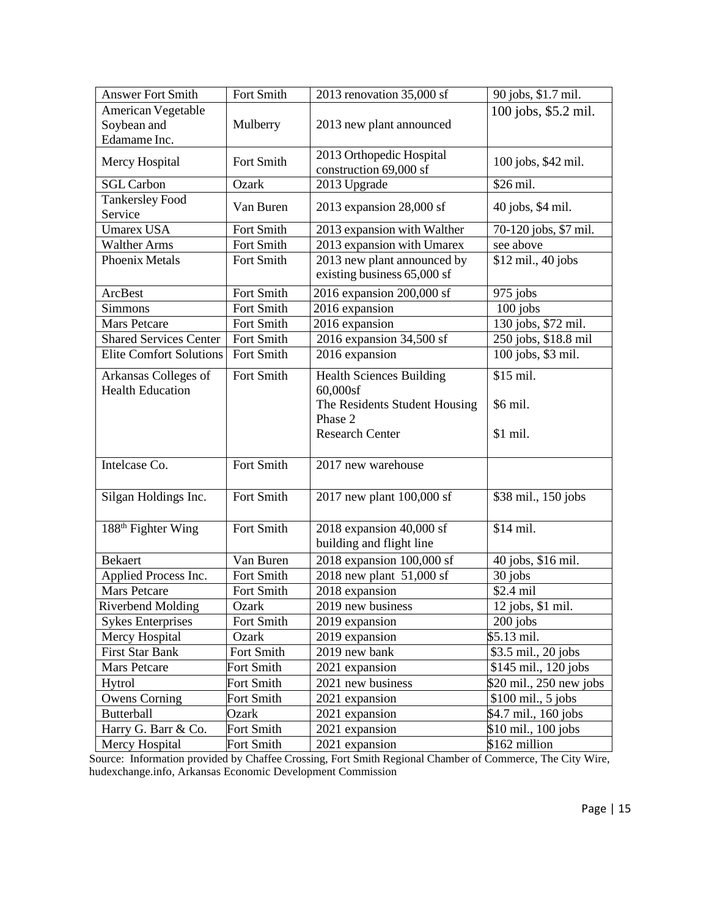| Answer Fort Smith | Fort Smith | 2013 renovation 35,000 sf | 90 jobs, $1.7 mil. |
|---|---|---|---|
| American Vegetable Soybean and Edamame Inc. | Mulberry | 2013 new plant announced | 100 jobs, $5.2 mil. |
| Mercy Hospital | Fort Smith | 2013 Orthopedic Hospital construction 69,000 sf | 100 jobs, $42 mil. |
| SGL Carbon | Ozark | 2013 Upgrade | $26 mil. |
| Tankersley Food Service | Van Buren | 2013 expansion 28,000 sf | 40 jobs, $4 mil. |
| Umarex USA | Fort Smith | 2013 expansion with Walther | 70-120 jobs, $7 mil. |
| Walther Arms | Fort Smith | 2013 expansion with Umarex | see above |
| Phoenix Metals | Fort Smith | 2013 new plant announced by existing business 65,000 sf | $12 mil., 40 jobs |
| ArcBest | Fort Smith | 2016 expansion 200,000 sf | 975 jobs |
| Simmons | Fort Smith | 2016 expansion | 100 jobs |
| Mars Petcare | Fort Smith | 2016 expansion | 130 jobs, $72 mil. |
| Shared Services Center | Fort Smith | 2016 expansion 34,500 sf | 250 jobs, $18.8 mil |
| Elite Comfort Solutions | Fort Smith | 2016 expansion | 100 jobs, $3 mil. |
| Arkansas Colleges of Health Education | Fort Smith | Health Sciences Building 60,000sf<br>The Residents Student Housing Phase 2<br>Research Center | $15 mil.<br>$6 mil.<br>$1 mil. |
| Intelcase Co. | Fort Smith | 2017 new warehouse | |
| Silgan Holdings Inc. | Fort Smith | 2017 new plant 100,000 sf | $38 mil., 150 jobs |
| 188th Fighter Wing | Fort Smith | 2018 expansion 40,000 sf building and flight line | $14 mil. |
| Bekaert | Van Buren | 2018 expansion 100,000 sf | 40 jobs, $16 mil. |
| Applied Process Inc. | Fort Smith | 2018 new plant 51,000 sf | 30 jobs |
| Mars Petcare | Fort Smith | 2018 expansion | $2.4 mil |
| Riverbend Molding | Ozark | 2019 new business | 12 jobs, $1 mil. |
| Sykes Enterprises | Fort Smith | 2019 expansion | 200 jobs |
| Mercy Hospital | Ozark | 2019 expansion | $5.13 mil. |
| First Star Bank | Fort Smith | 2019 new bank | $3.5 mil., 20 jobs |
| Mars Petcare | Fort Smith | 2021 expansion | $145 mil., 120 jobs |
| Hytrol | Fort Smith | 2021 new business | $20 mil., 250 new jobs |
| Owens Corning | Fort Smith | 2021 expansion | $100 mil., 5 jobs |
| Butterball | Ozark | 2021 expansion | $4.7 mil., 160 jobs |
| Harry G. Barr & Co. | Fort Smith | 2021 expansion | $10 mil., 100 jobs |
| Mercy Hospital | Fort Smith | 2021 expansion | $162 million |

Source: Information provided by Chaffee Crossing, Fort Smith Regional Chamber of Commerce, The City Wire, hudexchange.info, Arkansas Economic Development Commission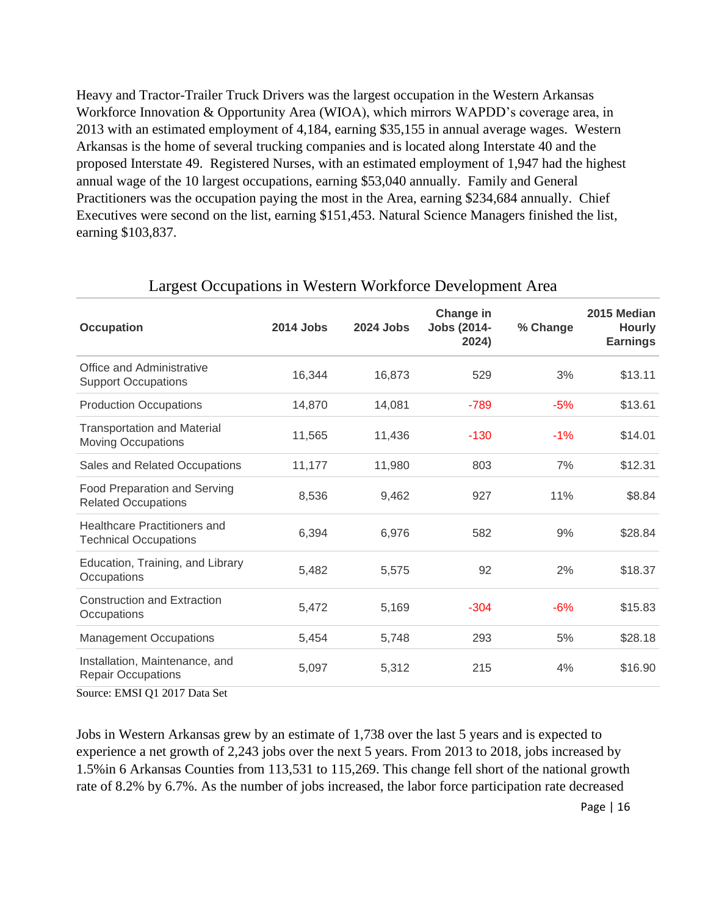Heavy and Tractor-Trailer Truck Drivers was the largest occupation in the Western Arkansas Workforce Innovation & Opportunity Area (WIOA), which mirrors WAPDD's coverage area, in 2013 with an estimated employment of 4,184, earning $35,155 in annual average wages. Western Arkansas is the home of several trucking companies and is located along Interstate 40 and the proposed Interstate 49. Registered Nurses, with an estimated employment of 1,947 had the highest annual wage of the 10 largest occupations, earning $53,040 annually. Family and General Practitioners was the occupation paying the most in the Area, earning $234,684 annually. Chief Executives were second on the list, earning $151,453. Natural Science Managers finished the list, earning $103,837.

Largest Occupations in Western Workforce Development Area

| Occupation | 2014 Jobs | 2024 Jobs | Change in Jobs (2014-2024) | % Change | 2015 Median Hourly Earnings |
|---|---|---|---|---|---|
| Office and Administrative Support Occupations | 16,344 | 16,873 | 529 | 3% | $13.11 |
| Production Occupations | 14,870 | 14,081 | -789 | -5% | $13.61 |
| Transportation and Material Moving Occupations | 11,565 | 11,436 | -130 | -1% | $14.01 |
| Sales and Related Occupations | 11,177 | 11,980 | 803 | 7% | $12.31 |
| Food Preparation and Serving Related Occupations | 8,536 | 9,462 | 927 | 11% | $8.84 |
| Healthcare Practitioners and Technical Occupations | 6,394 | 6,976 | 582 | 9% | $28.84 |
| Education, Training, and Library Occupations | 5,482 | 5,575 | 92 | 2% | $18.37 |
| Construction and Extraction Occupations | 5,472 | 5,169 | -304 | -6% | $15.83 |
| Management Occupations | 5,454 | 5,748 | 293 | 5% | $28.18 |
| Installation, Maintenance, and Repair Occupations | 5,097 | 5,312 | 215 | 4% | $16.90 |

Source: EMSI Q1 2017 Data Set

Jobs in Western Arkansas grew by an estimate of 1,738 over the last 5 years and is expected to experience a net growth of 2,243 jobs over the next 5 years. From 2013 to 2018, jobs increased by 1.5%in 6 Arkansas Counties from 113,531 to 115,269. This change fell short of the national growth rate of 8.2% by 6.7%. As the number of jobs increased, the labor force participation rate decreased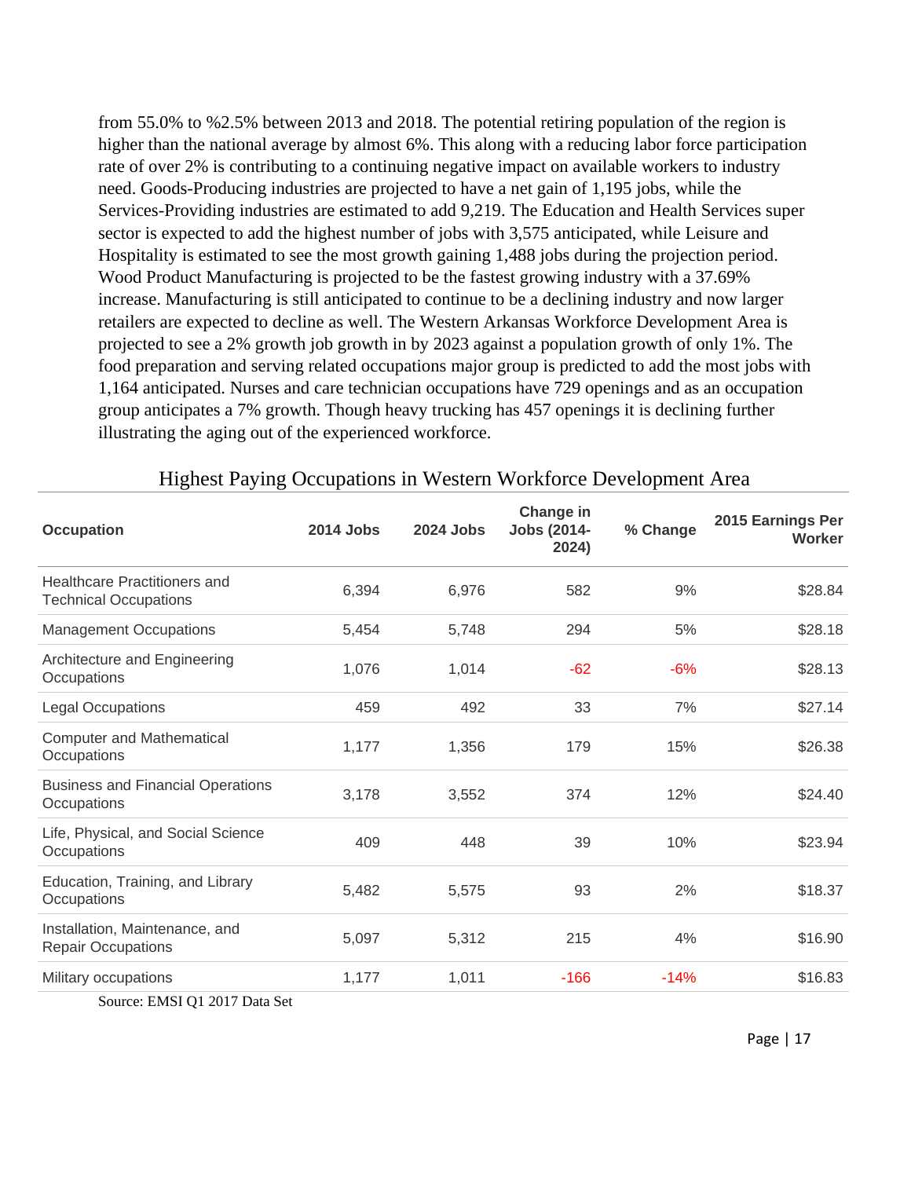from 55.0% to %2.5% between 2013 and 2018. The potential retiring population of the region is higher than the national average by almost 6%. This along with a reducing labor force participation rate of over 2% is contributing to a continuing negative impact on available workers to industry need. Goods-Producing industries are projected to have a net gain of 1,195 jobs, while the Services-Providing industries are estimated to add 9,219. The Education and Health Services super sector is expected to add the highest number of jobs with 3,575 anticipated, while Leisure and Hospitality is estimated to see the most growth gaining 1,488 jobs during the projection period. Wood Product Manufacturing is projected to be the fastest growing industry with a 37.69% increase. Manufacturing is still anticipated to continue to be a declining industry and now larger retailers are expected to decline as well. The Western Arkansas Workforce Development Area is projected to see a 2% growth job growth in by 2023 against a population growth of only 1%. The food preparation and serving related occupations major group is predicted to add the most jobs with 1,164 anticipated. Nurses and care technician occupations have 729 openings and as an occupation group anticipates a 7% growth. Though heavy trucking has 457 openings it is declining further illustrating the aging out of the experienced workforce.

Highest Paying Occupations in Western Workforce Development Area

| Occupation | 2014 Jobs | 2024 Jobs | Change in Jobs (2014-2024) | % Change | 2015 Earnings Per Worker |
|---|---|---|---|---|---|
| Healthcare Practitioners and Technical Occupations | 6,394 | 6,976 | 582 | 9% | $28.84 |
| Management Occupations | 5,454 | 5,748 | 294 | 5% | $28.18 |
| Architecture and Engineering Occupations | 1,076 | 1,014 | -62 | -6% | $28.13 |
| Legal Occupations | 459 | 492 | 33 | 7% | $27.14 |
| Computer and Mathematical Occupations | 1,177 | 1,356 | 179 | 15% | $26.38 |
| Business and Financial Operations Occupations | 3,178 | 3,552 | 374 | 12% | $24.40 |
| Life, Physical, and Social Science Occupations | 409 | 448 | 39 | 10% | $23.94 |
| Education, Training, and Library Occupations | 5,482 | 5,575 | 93 | 2% | $18.37 |
| Installation, Maintenance, and Repair Occupations | 5,097 | 5,312 | 215 | 4% | $16.90 |
| Military occupations | 1,177 | 1,011 | -166 | -14% | $16.83 |

Source: EMSI Q1 2017 Data Set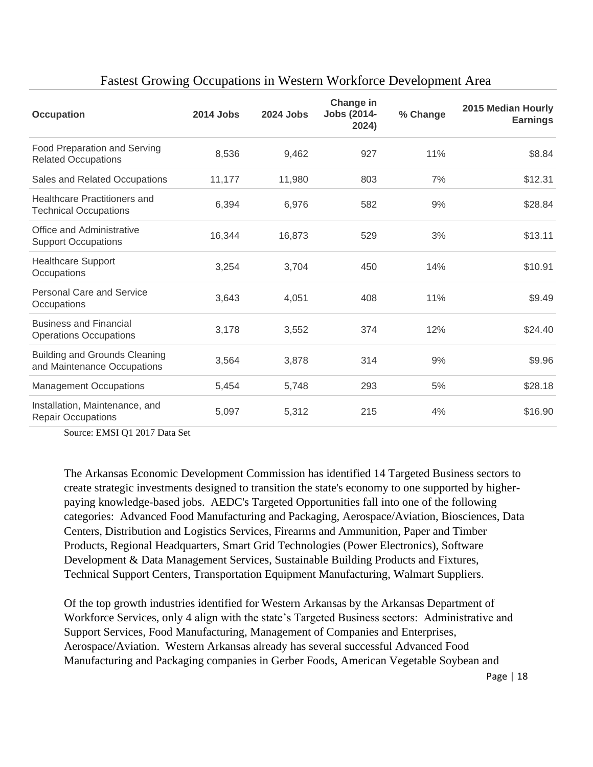Fastest Growing Occupations in Western Workforce Development Area

| Occupation | 2014 Jobs | 2024 Jobs | Change in Jobs (2014-2024) | % Change | 2015 Median Hourly Earnings |
|---|---|---|---|---|---|
| Food Preparation and Serving Related Occupations | 8,536 | 9,462 | 927 | 11% | $8.84 |
| Sales and Related Occupations | 11,177 | 11,980 | 803 | 7% | $12.31 |
| Healthcare Practitioners and Technical Occupations | 6,394 | 6,976 | 582 | 9% | $28.84 |
| Office and Administrative Support Occupations | 16,344 | 16,873 | 529 | 3% | $13.11 |
| Healthcare Support Occupations | 3,254 | 3,704 | 450 | 14% | $10.91 |
| Personal Care and Service Occupations | 3,643 | 4,051 | 408 | 11% | $9.49 |
| Business and Financial Operations Occupations | 3,178 | 3,552 | 374 | 12% | $24.40 |
| Building and Grounds Cleaning and Maintenance Occupations | 3,564 | 3,878 | 314 | 9% | $9.96 |
| Management Occupations | 5,454 | 5,748 | 293 | 5% | $28.18 |
| Installation, Maintenance, and Repair Occupations | 5,097 | 5,312 | 215 | 4% | $16.90 |

Source: EMSI Q1 2017 Data Set

The Arkansas Economic Development Commission has identified 14 Targeted Business sectors to create strategic investments designed to transition the state's economy to one supported by higher-paying knowledge-based jobs. AEDC's Targeted Opportunities fall into one of the following categories: Advanced Food Manufacturing and Packaging, Aerospace/Aviation, Biosciences, Data Centers, Distribution and Logistics Services, Firearms and Ammunition, Paper and Timber Products, Regional Headquarters, Smart Grid Technologies (Power Electronics), Software Development & Data Management Services, Sustainable Building Products and Fixtures, Technical Support Centers, Transportation Equipment Manufacturing, Walmart Suppliers.

Of the top growth industries identified for Western Arkansas by the Arkansas Department of Workforce Services, only 4 align with the state's Targeted Business sectors: Administrative and Support Services, Food Manufacturing, Management of Companies and Enterprises, Aerospace/Aviation. Western Arkansas already has several successful Advanced Food Manufacturing and Packaging companies in Gerber Foods, American Vegetable Soybean and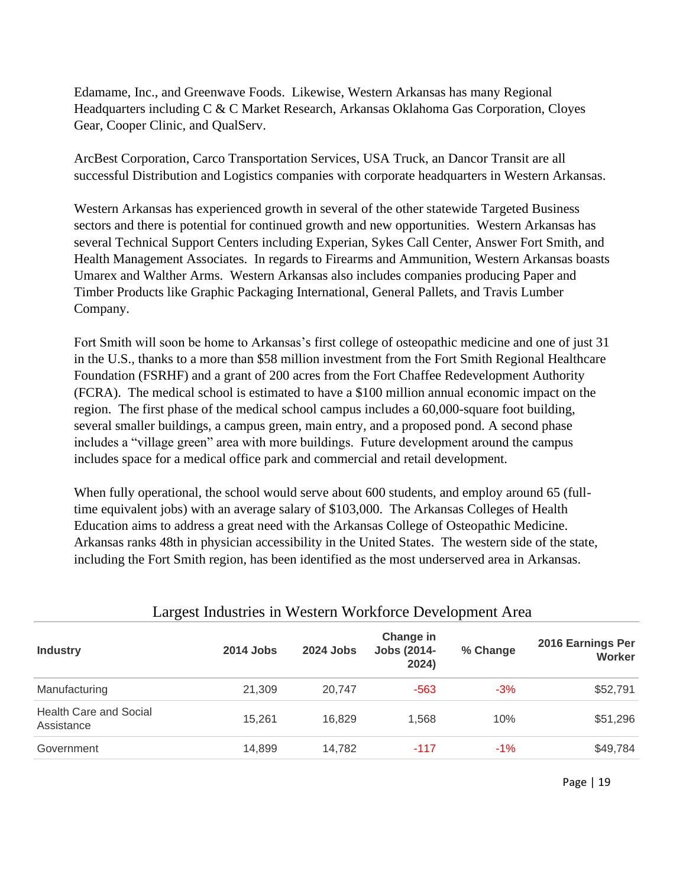Edamame, Inc., and Greenwave Foods. Likewise, Western Arkansas has many Regional Headquarters including C & C Market Research, Arkansas Oklahoma Gas Corporation, Cloyes Gear, Cooper Clinic, and QualServ.

ArcBest Corporation, Carco Transportation Services, USA Truck, an Dancor Transit are all successful Distribution and Logistics companies with corporate headquarters in Western Arkansas.

Western Arkansas has experienced growth in several of the other statewide Targeted Business sectors and there is potential for continued growth and new opportunities. Western Arkansas has several Technical Support Centers including Experian, Sykes Call Center, Answer Fort Smith, and Health Management Associates. In regards to Firearms and Ammunition, Western Arkansas boasts Umarex and Walther Arms. Western Arkansas also includes companies producing Paper and Timber Products like Graphic Packaging International, General Pallets, and Travis Lumber Company.

Fort Smith will soon be home to Arkansas's first college of osteopathic medicine and one of just 31 in the U.S., thanks to a more than $58 million investment from the Fort Smith Regional Healthcare Foundation (FSRHF) and a grant of 200 acres from the Fort Chaffee Redevelopment Authority (FCRA). The medical school is estimated to have a $100 million annual economic impact on the region. The first phase of the medical school campus includes a 60,000-square foot building, several smaller buildings, a campus green, main entry, and a proposed pond. A second phase includes a "village green" area with more buildings. Future development around the campus includes space for a medical office park and commercial and retail development.

When fully operational, the school would serve about 600 students, and employ around 65 (full-time equivalent jobs) with an average salary of $103,000. The Arkansas Colleges of Health Education aims to address a great need with the Arkansas College of Osteopathic Medicine. Arkansas ranks 48th in physician accessibility in the United States. The western side of the state, including the Fort Smith region, has been identified as the most underserved area in Arkansas.

Largest Industries in Western Workforce Development Area

| Industry | 2014 Jobs | 2024 Jobs | Change in Jobs (2014-2024) | % Change | 2016 Earnings Per Worker |
|---|---|---|---|---|---|
| Manufacturing | 21,309 | 20,747 | -563 | -3% | $52,791 |
| Health Care and Social Assistance | 15,261 | 16,829 | 1,568 | 10% | $51,296 |
| Government | 14,899 | 14,782 | -117 | -1% | $49,784 |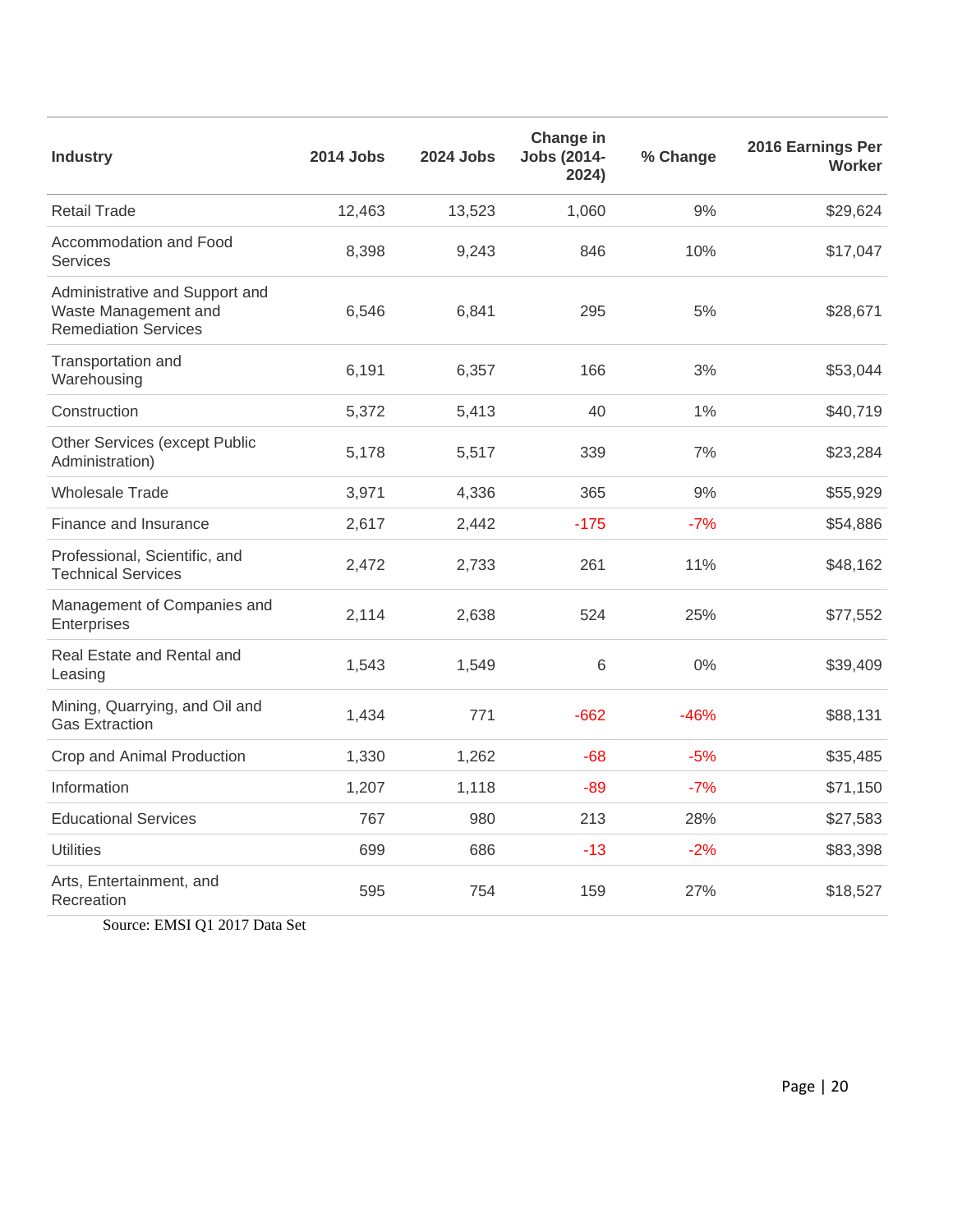| Industry | 2014 Jobs | 2024 Jobs | Change in Jobs (2014-2024) | % Change | 2016 Earnings Per Worker |
|---|---|---|---|---|---|
| Retail Trade | 12,463 | 13,523 | 1,060 | 9% | $29,624 |
| Accommodation and Food Services | 8,398 | 9,243 | 846 | 10% | $17,047 |
| Administrative and Support and Waste Management and Remediation Services | 6,546 | 6,841 | 295 | 5% | $28,671 |
| Transportation and Warehousing | 6,191 | 6,357 | 166 | 3% | $53,044 |
| Construction | 5,372 | 5,413 | 40 | 1% | $40,719 |
| Other Services (except Public Administration) | 5,178 | 5,517 | 339 | 7% | $23,284 |
| Wholesale Trade | 3,971 | 4,336 | 365 | 9% | $55,929 |
| Finance and Insurance | 2,617 | 2,442 | -175 | -7% | $54,886 |
| Professional, Scientific, and Technical Services | 2,472 | 2,733 | 261 | 11% | $48,162 |
| Management of Companies and Enterprises | 2,114 | 2,638 | 524 | 25% | $77,552 |
| Real Estate and Rental and Leasing | 1,543 | 1,549 | 6 | 0% | $39,409 |
| Mining, Quarrying, and Oil and Gas Extraction | 1,434 | 771 | -662 | -46% | $88,131 |
| Crop and Animal Production | 1,330 | 1,262 | -68 | -5% | $35,485 |
| Information | 1,207 | 1,118 | -89 | -7% | $71,150 |
| Educational Services | 767 | 980 | 213 | 28% | $27,583 |
| Utilities | 699 | 686 | -13 | -2% | $83,398 |
| Arts, Entertainment, and Recreation | 595 | 754 | 159 | 27% | $18,527 |

Source: EMSI Q1 2017 Data Set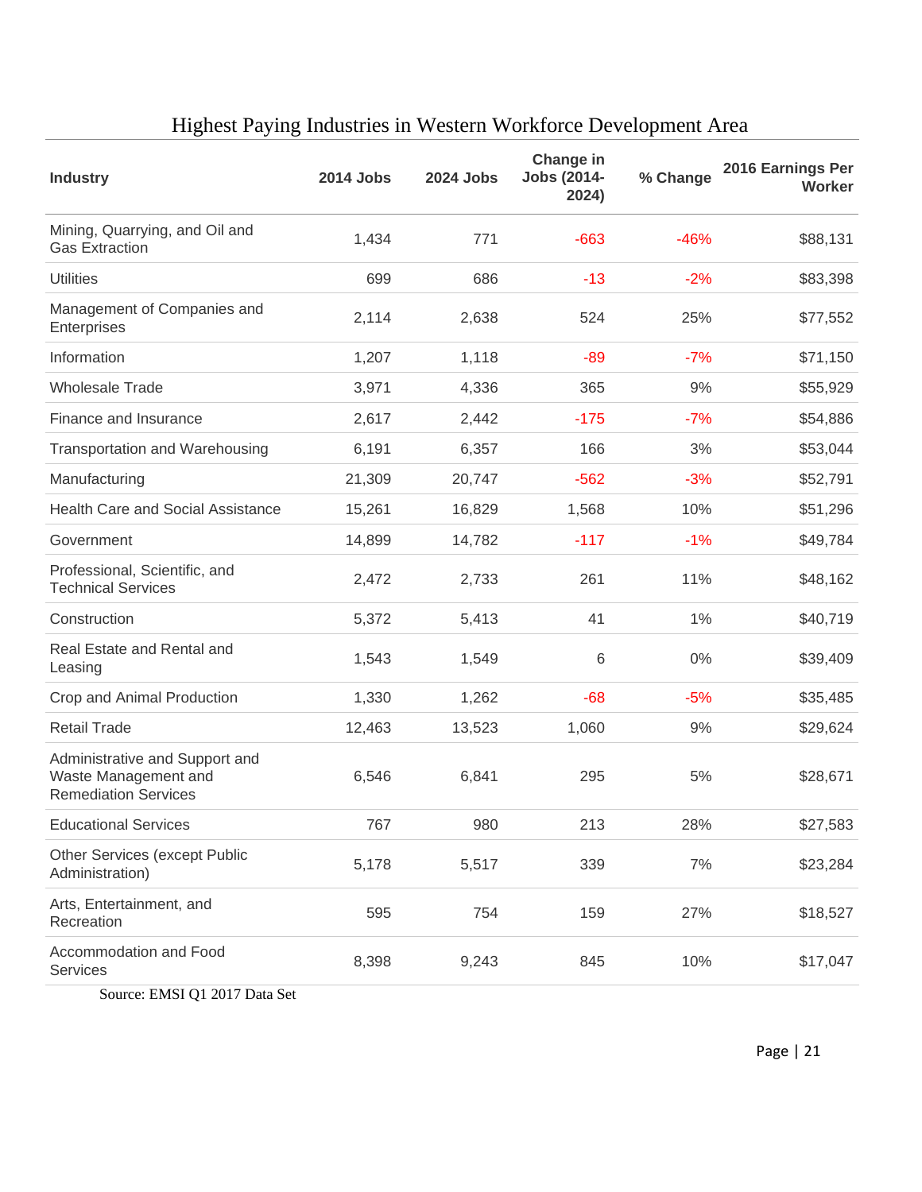## Highest Paying Industries in Western Workforce Development Area

| Industry | 2014 Jobs | 2024 Jobs | Change in Jobs (2014-2024) | % Change | 2016 Earnings Per Worker |
|---|---|---|---|---|---|
| Mining, Quarrying, and Oil and Gas Extraction | 1,434 | 771 | -663 | -46% | $88,131 |
| Utilities | 699 | 686 | -13 | -2% | $83,398 |
| Management of Companies and Enterprises | 2,114 | 2,638 | 524 | 25% | $77,552 |
| Information | 1,207 | 1,118 | -89 | -7% | $71,150 |
| Wholesale Trade | 3,971 | 4,336 | 365 | 9% | $55,929 |
| Finance and Insurance | 2,617 | 2,442 | -175 | -7% | $54,886 |
| Transportation and Warehousing | 6,191 | 6,357 | 166 | 3% | $53,044 |
| Manufacturing | 21,309 | 20,747 | -562 | -3% | $52,791 |
| Health Care and Social Assistance | 15,261 | 16,829 | 1,568 | 10% | $51,296 |
| Government | 14,899 | 14,782 | -117 | -1% | $49,784 |
| Professional, Scientific, and Technical Services | 2,472 | 2,733 | 261 | 11% | $48,162 |
| Construction | 5,372 | 5,413 | 41 | 1% | $40,719 |
| Real Estate and Rental and Leasing | 1,543 | 1,549 | 6 | 0% | $39,409 |
| Crop and Animal Production | 1,330 | 1,262 | -68 | -5% | $35,485 |
| Retail Trade | 12,463 | 13,523 | 1,060 | 9% | $29,624 |
| Administrative and Support and Waste Management and Remediation Services | 6,546 | 6,841 | 295 | 5% | $28,671 |
| Educational Services | 767 | 980 | 213 | 28% | $27,583 |
| Other Services (except Public Administration) | 5,178 | 5,517 | 339 | 7% | $23,284 |
| Arts, Entertainment, and Recreation | 595 | 754 | 159 | 27% | $18,527 |
| Accommodation and Food Services | 8,398 | 9,243 | 845 | 10% | $17,047 |

Source: EMSI Q1 2017 Data Set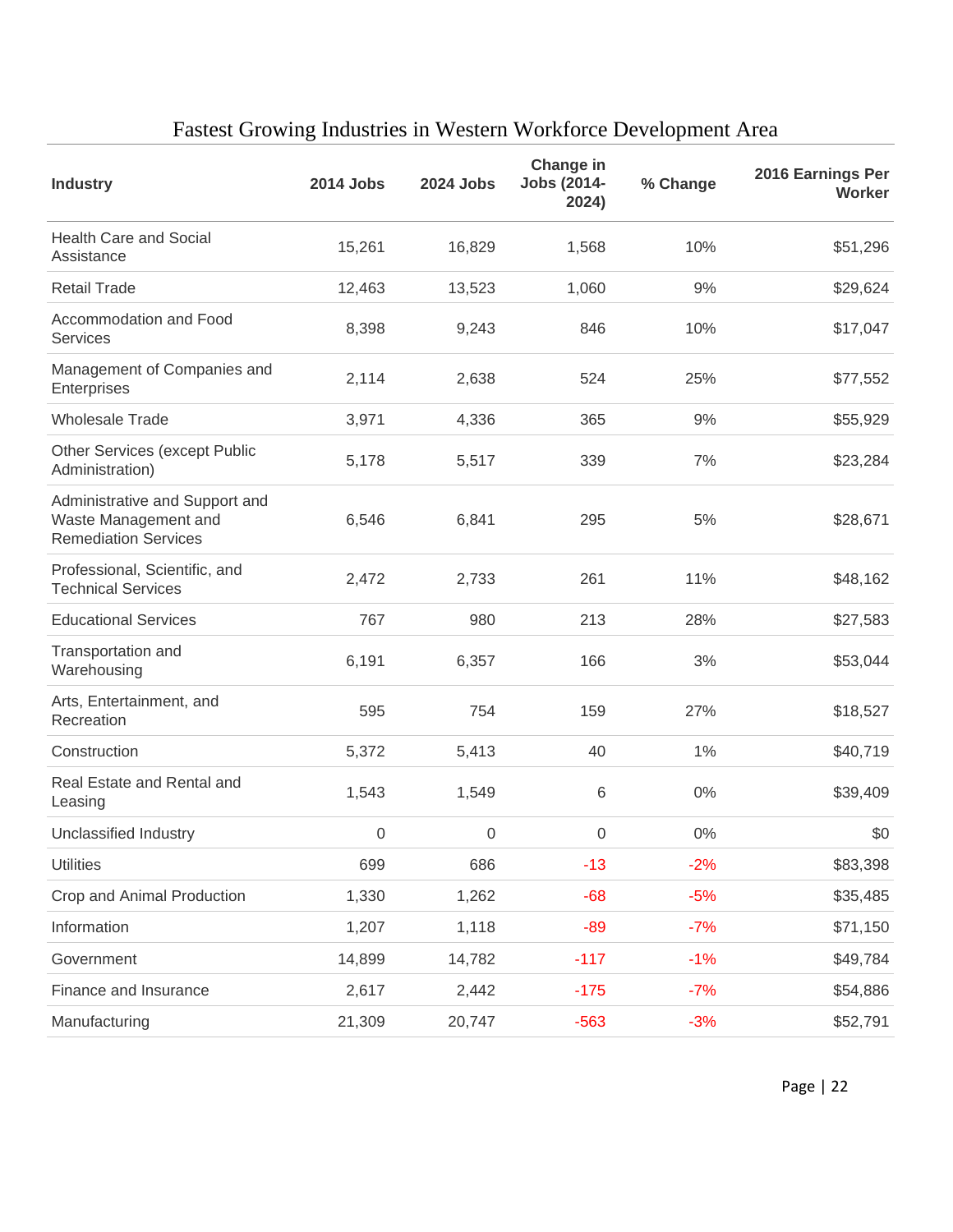## Fastest Growing Industries in Western Workforce Development Area

| Industry | 2014 Jobs | 2024 Jobs | Change in Jobs (2014-2024) | % Change | 2016 Earnings Per Worker |
|---|---|---|---|---|---|
| Health Care and Social Assistance | 15,261 | 16,829 | 1,568 | 10% | $51,296 |
| Retail Trade | 12,463 | 13,523 | 1,060 | 9% | $29,624 |
| Accommodation and Food Services | 8,398 | 9,243 | 846 | 10% | $17,047 |
| Management of Companies and Enterprises | 2,114 | 2,638 | 524 | 25% | $77,552 |
| Wholesale Trade | 3,971 | 4,336 | 365 | 9% | $55,929 |
| Other Services (except Public Administration) | 5,178 | 5,517 | 339 | 7% | $23,284 |
| Administrative and Support and Waste Management and Remediation Services | 6,546 | 6,841 | 295 | 5% | $28,671 |
| Professional, Scientific, and Technical Services | 2,472 | 2,733 | 261 | 11% | $48,162 |
| Educational Services | 767 | 980 | 213 | 28% | $27,583 |
| Transportation and Warehousing | 6,191 | 6,357 | 166 | 3% | $53,044 |
| Arts, Entertainment, and Recreation | 595 | 754 | 159 | 27% | $18,527 |
| Construction | 5,372 | 5,413 | 40 | 1% | $40,719 |
| Real Estate and Rental and Leasing | 1,543 | 1,549 | 6 | 0% | $39,409 |
| Unclassified Industry | 0 | 0 | 0 | 0% | $0 |
| Utilities | 699 | 686 | -13 | -2% | $83,398 |
| Crop and Animal Production | 1,330 | 1,262 | -68 | -5% | $35,485 |
| Information | 1,207 | 1,118 | -89 | -7% | $71,150 |
| Government | 14,899 | 14,782 | -117 | -1% | $49,784 |
| Finance and Insurance | 2,617 | 2,442 | -175 | -7% | $54,886 |
| Manufacturing | 21,309 | 20,747 | -563 | -3% | $52,791 |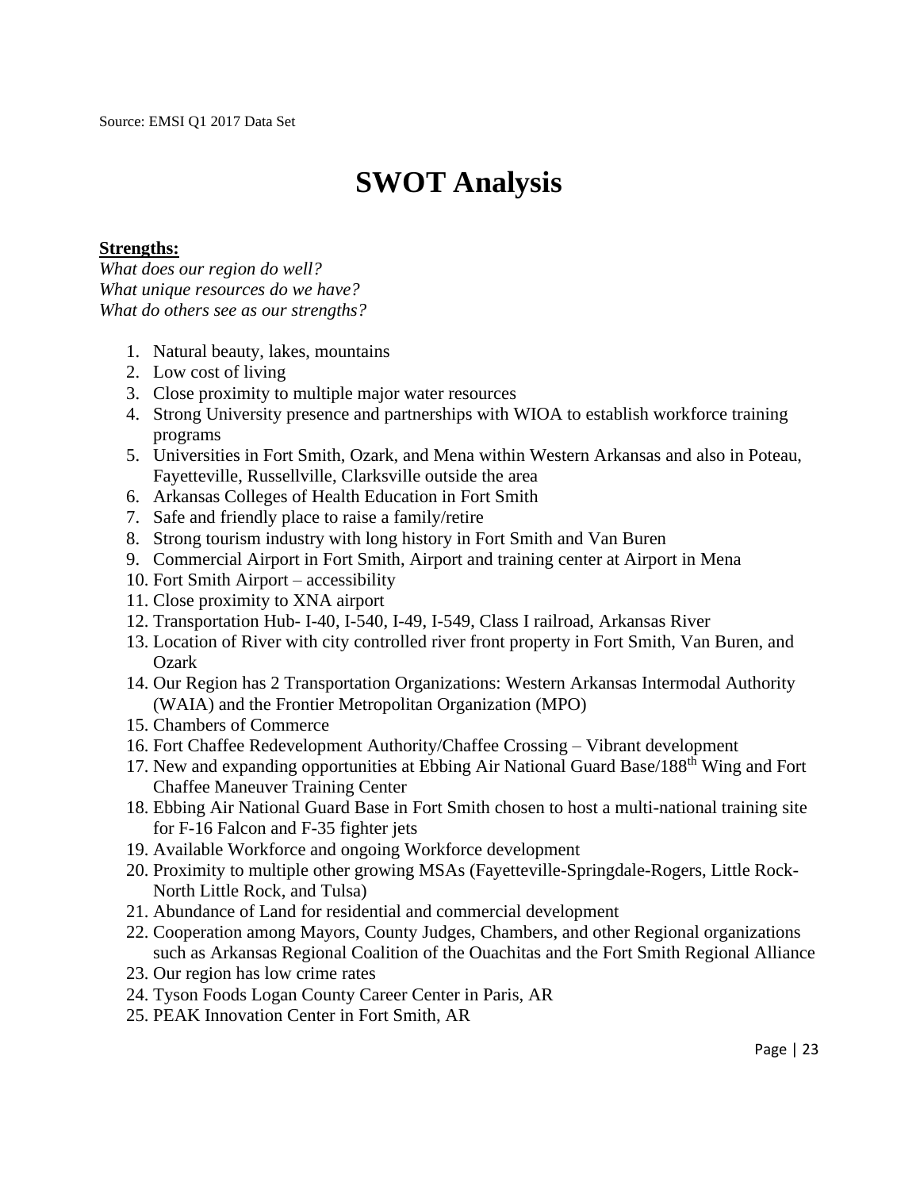Source: EMSI Q1 2017 Data Set

# SWOT Analysis

**Strengths:**

*What does our region do well?*
*What unique resources do we have?*
*What do others see as our strengths?*

1. Natural beauty, lakes, mountains
2. Low cost of living
3. Close proximity to multiple major water resources
4. Strong University presence and partnerships with WIOA to establish workforce training programs
5. Universities in Fort Smith, Ozark, and Mena within Western Arkansas and also in Poteau, Fayetteville, Russellville, Clarksville outside the area
6. Arkansas Colleges of Health Education in Fort Smith
7. Safe and friendly place to raise a family/retire
8. Strong tourism industry with long history in Fort Smith and Van Buren
9. Commercial Airport in Fort Smith, Airport and training center at Airport in Mena
10. Fort Smith Airport – accessibility
11. Close proximity to XNA airport
12. Transportation Hub- I-40, I-540, I-49, I-549, Class I railroad, Arkansas River
13. Location of River with city controlled river front property in Fort Smith, Van Buren, and Ozark
14. Our Region has 2 Transportation Organizations: Western Arkansas Intermodal Authority (WAIA) and the Frontier Metropolitan Organization (MPO)
15. Chambers of Commerce
16. Fort Chaffee Redevelopment Authority/Chaffee Crossing – Vibrant development
17. New and expanding opportunities at Ebbing Air National Guard Base/188th Wing and Fort Chaffee Maneuver Training Center
18. Ebbing Air National Guard Base in Fort Smith chosen to host a multi-national training site for F-16 Falcon and F-35 fighter jets
19. Available Workforce and ongoing Workforce development
20. Proximity to multiple other growing MSAs (Fayetteville-Springdale-Rogers, Little Rock-North Little Rock, and Tulsa)
21. Abundance of Land for residential and commercial development
22. Cooperation among Mayors, County Judges, Chambers, and other Regional organizations such as Arkansas Regional Coalition of the Ouachitas and the Fort Smith Regional Alliance
23. Our region has low crime rates
24. Tyson Foods Logan County Career Center in Paris, AR
25. PEAK Innovation Center in Fort Smith, AR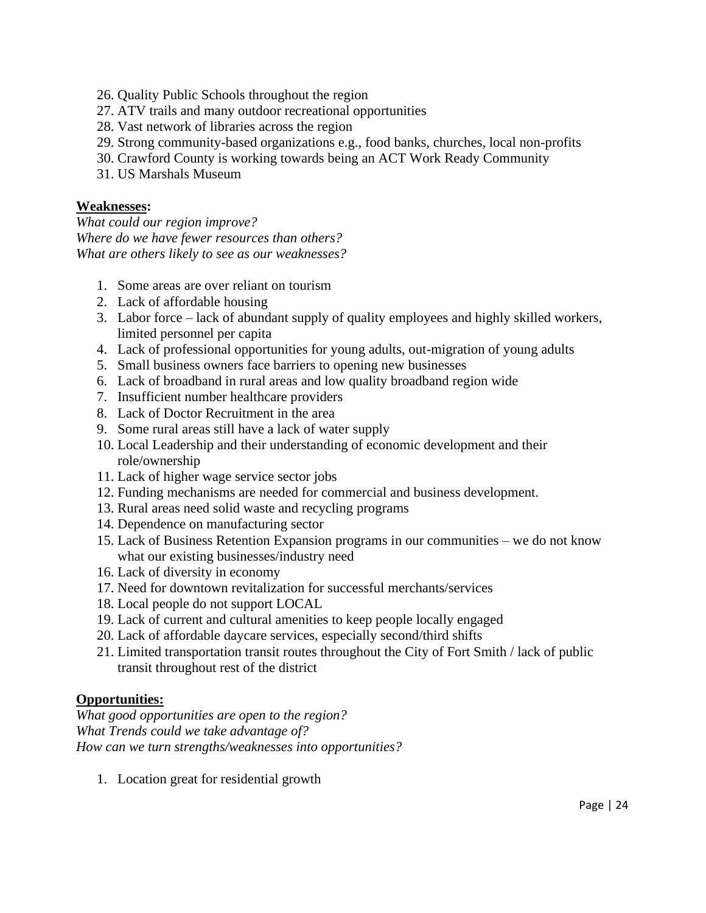26. Quality Public Schools throughout the region
27. ATV trails and many outdoor recreational opportunities
28. Vast network of libraries across the region
29. Strong community-based organizations e.g., food banks, churches, local non-profits
30. Crawford County is working towards being an ACT Work Ready Community
31. US Marshals Museum

**Weaknesses:**

*What could our region improve?*
*Where do we have fewer resources than others?*
*What are others likely to see as our weaknesses?*

1. Some areas are over reliant on tourism
2. Lack of affordable housing
3. Labor force – lack of abundant supply of quality employees and highly skilled workers, limited personnel per capita
4. Lack of professional opportunities for young adults, out-migration of young adults
5. Small business owners face barriers to opening new businesses
6. Lack of broadband in rural areas and low quality broadband region wide
7. Insufficient number healthcare providers
8. Lack of Doctor Recruitment in the area
9. Some rural areas still have a lack of water supply
10. Local Leadership and their understanding of economic development and their role/ownership
11. Lack of higher wage service sector jobs
12. Funding mechanisms are needed for commercial and business development.
13. Rural areas need solid waste and recycling programs
14. Dependence on manufacturing sector
15. Lack of Business Retention Expansion programs in our communities – we do not know what our existing businesses/industry need
16. Lack of diversity in economy
17. Need for downtown revitalization for successful merchants/services
18. Local people do not support LOCAL
19. Lack of current and cultural amenities to keep people locally engaged
20. Lack of affordable daycare services, especially second/third shifts
21. Limited transportation transit routes throughout the City of Fort Smith / lack of public transit throughout rest of the district

**Opportunities:**

*What good opportunities are open to the region?*
*What Trends could we take advantage of?*
*How can we turn strengths/weaknesses into opportunities?*

1. Location great for residential growth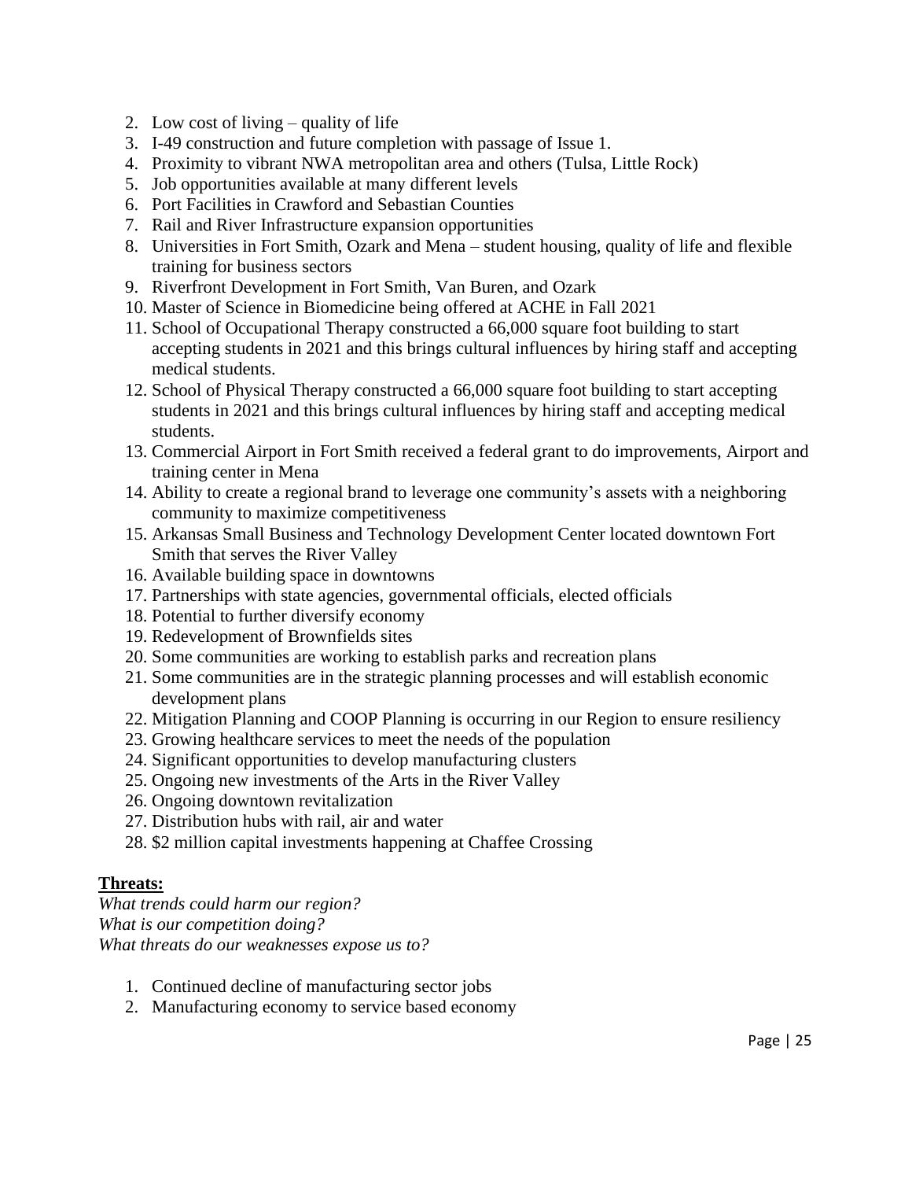2. Low cost of living – quality of life
3. I-49 construction and future completion with passage of Issue 1.
4. Proximity to vibrant NWA metropolitan area and others (Tulsa, Little Rock)
5. Job opportunities available at many different levels
6. Port Facilities in Crawford and Sebastian Counties
7. Rail and River Infrastructure expansion opportunities
8. Universities in Fort Smith, Ozark and Mena – student housing, quality of life and flexible training for business sectors
9. Riverfront Development in Fort Smith, Van Buren, and Ozark
10. Master of Science in Biomedicine being offered at ACHE in Fall 2021
11. School of Occupational Therapy constructed a 66,000 square foot building to start accepting students in 2021 and this brings cultural influences by hiring staff and accepting medical students.
12. School of Physical Therapy constructed a 66,000 square foot building to start accepting students in 2021 and this brings cultural influences by hiring staff and accepting medical students.
13. Commercial Airport in Fort Smith received a federal grant to do improvements, Airport and training center in Mena
14. Ability to create a regional brand to leverage one community's assets with a neighboring community to maximize competitiveness
15. Arkansas Small Business and Technology Development Center located downtown Fort Smith that serves the River Valley
16. Available building space in downtowns
17. Partnerships with state agencies, governmental officials, elected officials
18. Potential to further diversify economy
19. Redevelopment of Brownfields sites
20. Some communities are working to establish parks and recreation plans
21. Some communities are in the strategic planning processes and will establish economic development plans
22. Mitigation Planning and COOP Planning is occurring in our Region to ensure resiliency
23. Growing healthcare services to meet the needs of the population
24. Significant opportunities to develop manufacturing clusters
25. Ongoing new investments of the Arts in the River Valley
26. Ongoing downtown revitalization
27. Distribution hubs with rail, air and water
28. $2 million capital investments happening at Chaffee Crossing

**Threats:**

*What trends could harm our region?*
*What is our competition doing?*
*What threats do our weaknesses expose us to?*

1. Continued decline of manufacturing sector jobs
2. Manufacturing economy to service based economy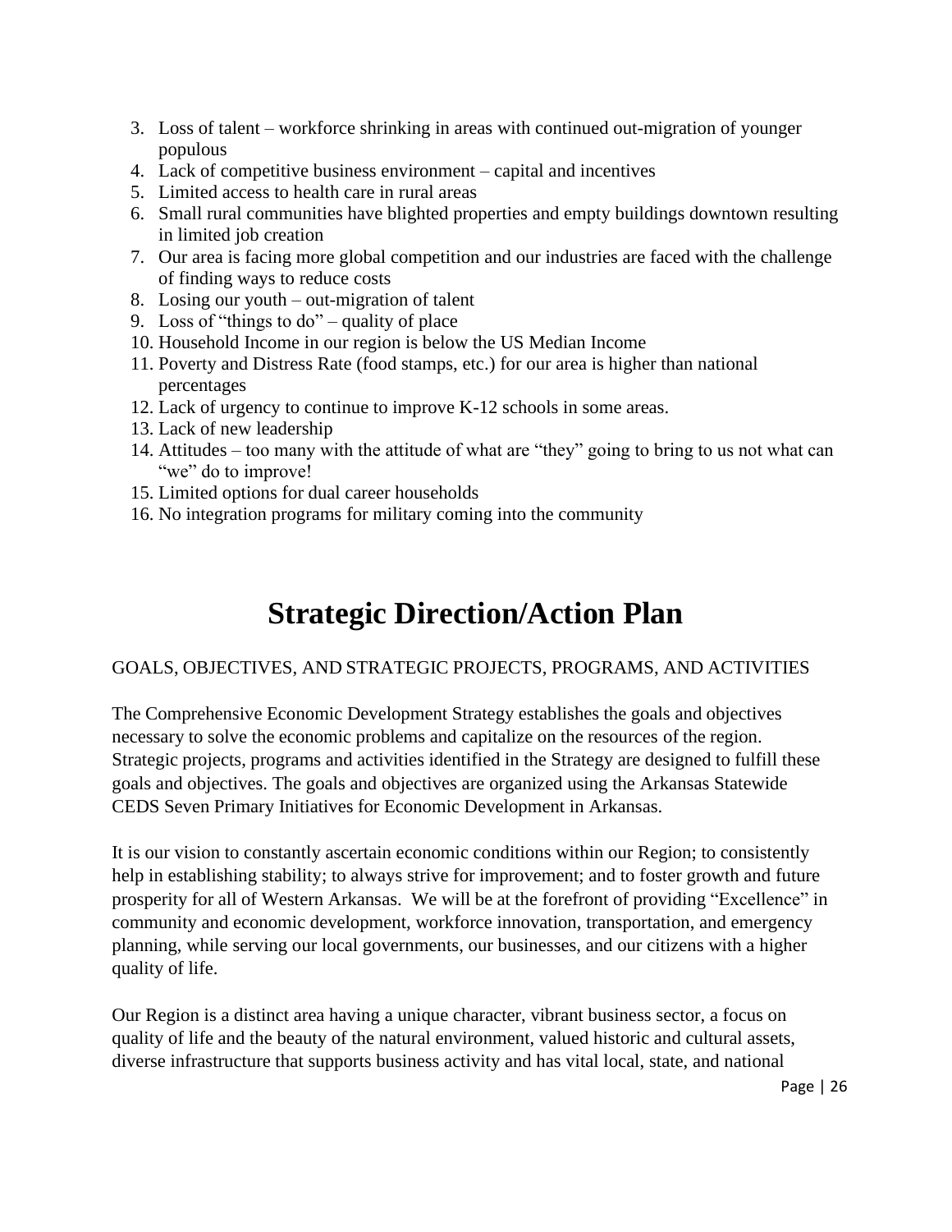3. Loss of talent – workforce shrinking in areas with continued out-migration of younger populous
4. Lack of competitive business environment – capital and incentives
5. Limited access to health care in rural areas
6. Small rural communities have blighted properties and empty buildings downtown resulting in limited job creation
7. Our area is facing more global competition and our industries are faced with the challenge of finding ways to reduce costs
8. Losing our youth – out-migration of talent
9. Loss of "things to do" – quality of place
10. Household Income in our region is below the US Median Income
11. Poverty and Distress Rate (food stamps, etc.) for our area is higher than national percentages
12. Lack of urgency to continue to improve K-12 schools in some areas.
13. Lack of new leadership
14. Attitudes – too many with the attitude of what are "they" going to bring to us not what can "we" do to improve!
15. Limited options for dual career households
16. No integration programs for military coming into the community

# Strategic Direction/Action Plan

GOALS, OBJECTIVES, AND STRATEGIC PROJECTS, PROGRAMS, AND ACTIVITIES

The Comprehensive Economic Development Strategy establishes the goals and objectives necessary to solve the economic problems and capitalize on the resources of the region. Strategic projects, programs and activities identified in the Strategy are designed to fulfill these goals and objectives. The goals and objectives are organized using the Arkansas Statewide CEDS Seven Primary Initiatives for Economic Development in Arkansas.

It is our vision to constantly ascertain economic conditions within our Region; to consistently help in establishing stability; to always strive for improvement; and to foster growth and future prosperity for all of Western Arkansas. We will be at the forefront of providing "Excellence" in community and economic development, workforce innovation, transportation, and emergency planning, while serving our local governments, our businesses, and our citizens with a higher quality of life.

Our Region is a distinct area having a unique character, vibrant business sector, a focus on quality of life and the beauty of the natural environment, valued historic and cultural assets, diverse infrastructure that supports business activity and has vital local, state, and national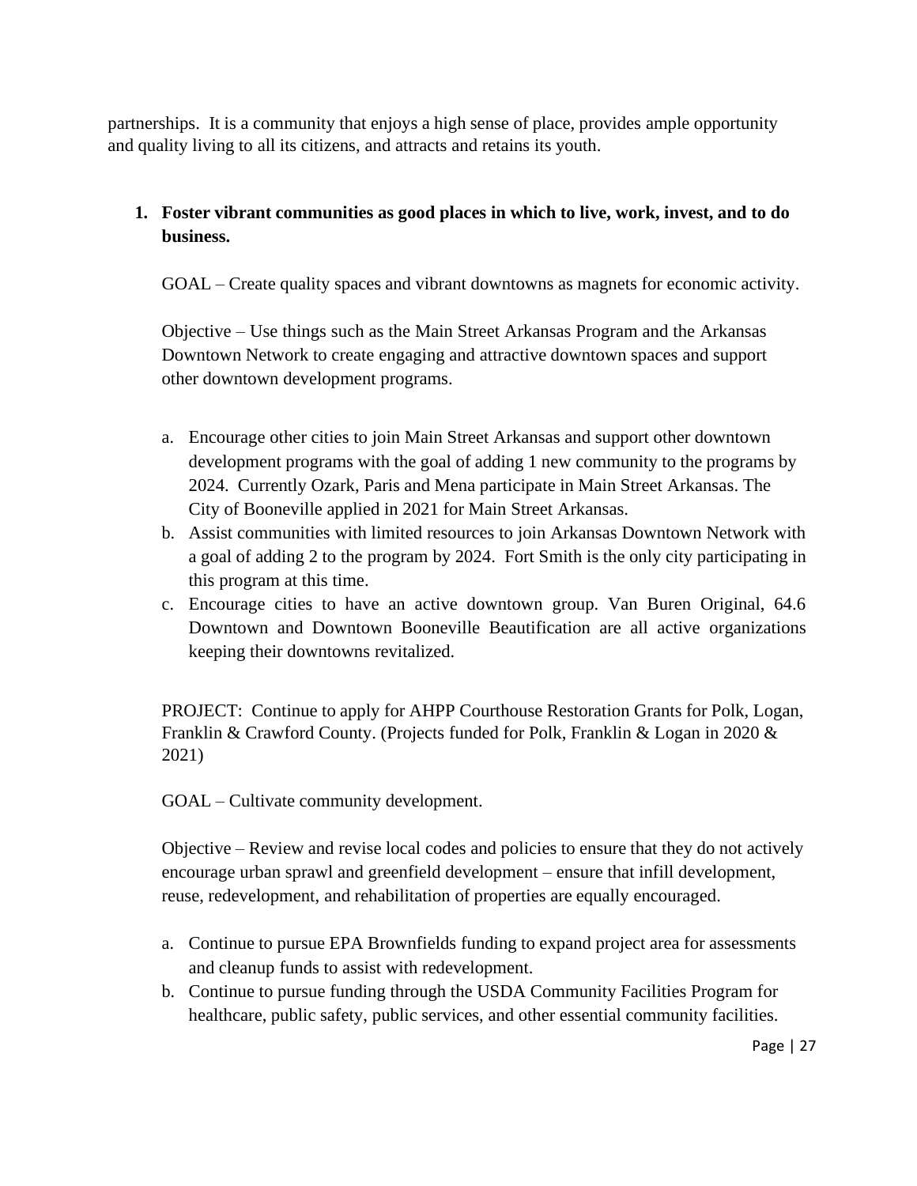partnerships. It is a community that enjoys a high sense of place, provides ample opportunity and quality living to all its citizens, and attracts and retains its youth.

1. **Foster vibrant communities as good places in which to live, work, invest, and to do business.**

   GOAL – Create quality spaces and vibrant downtowns as magnets for economic activity.

   Objective – Use things such as the Main Street Arkansas Program and the Arkansas Downtown Network to create engaging and attractive downtown spaces and support other downtown development programs.

   a. Encourage other cities to join Main Street Arkansas and support other downtown development programs with the goal of adding 1 new community to the programs by 2024. Currently Ozark, Paris and Mena participate in Main Street Arkansas. The City of Booneville applied in 2021 for Main Street Arkansas.
   b. Assist communities with limited resources to join Arkansas Downtown Network with a goal of adding 2 to the program by 2024. Fort Smith is the only city participating in this program at this time.
   c. Encourage cities to have an active downtown group. Van Buren Original, 64.6 Downtown and Downtown Booneville Beautification are all active organizations keeping their downtowns revitalized.

   PROJECT: Continue to apply for AHPP Courthouse Restoration Grants for Polk, Logan, Franklin & Crawford County. (Projects funded for Polk, Franklin & Logan in 2020 & 2021)

   GOAL – Cultivate community development.

   Objective – Review and revise local codes and policies to ensure that they do not actively encourage urban sprawl and greenfield development – ensure that infill development, reuse, redevelopment, and rehabilitation of properties are equally encouraged.

   a. Continue to pursue EPA Brownfields funding to expand project area for assessments and cleanup funds to assist with redevelopment.
   b. Continue to pursue funding through the USDA Community Facilities Program for healthcare, public safety, public services, and other essential community facilities.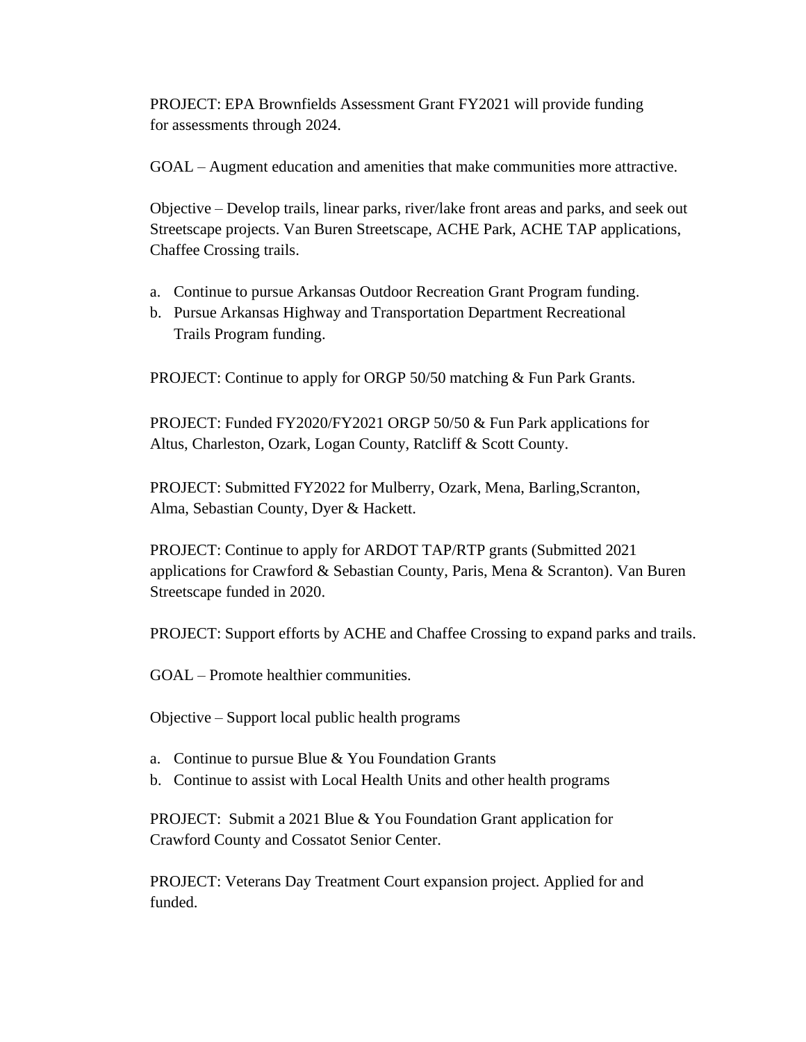PROJECT: EPA Brownfields Assessment Grant FY2021 will provide funding for assessments through 2024.

GOAL – Augment education and amenities that make communities more attractive.

Objective – Develop trails, linear parks, river/lake front areas and parks, and seek out Streetscape projects. Van Buren Streetscape, ACHE Park, ACHE TAP applications, Chaffee Crossing trails.

a. Continue to pursue Arkansas Outdoor Recreation Grant Program funding.
b. Pursue Arkansas Highway and Transportation Department Recreational Trails Program funding.

PROJECT: Continue to apply for ORGP 50/50 matching & Fun Park Grants.

PROJECT: Funded FY2020/FY2021 ORGP 50/50 & Fun Park applications for Altus, Charleston, Ozark, Logan County, Ratcliff & Scott County.

PROJECT: Submitted FY2022 for Mulberry, Ozark, Mena, Barling,Scranton, Alma, Sebastian County, Dyer & Hackett.

PROJECT: Continue to apply for ARDOT TAP/RTP grants (Submitted 2021 applications for Crawford & Sebastian County, Paris, Mena & Scranton). Van Buren Streetscape funded in 2020.

PROJECT: Support efforts by ACHE and Chaffee Crossing to expand parks and trails.

GOAL – Promote healthier communities.

Objective – Support local public health programs

a. Continue to pursue Blue & You Foundation Grants
b. Continue to assist with Local Health Units and other health programs

PROJECT: Submit a 2021 Blue & You Foundation Grant application for Crawford County and Cossatot Senior Center.

PROJECT: Veterans Day Treatment Court expansion project. Applied for and funded.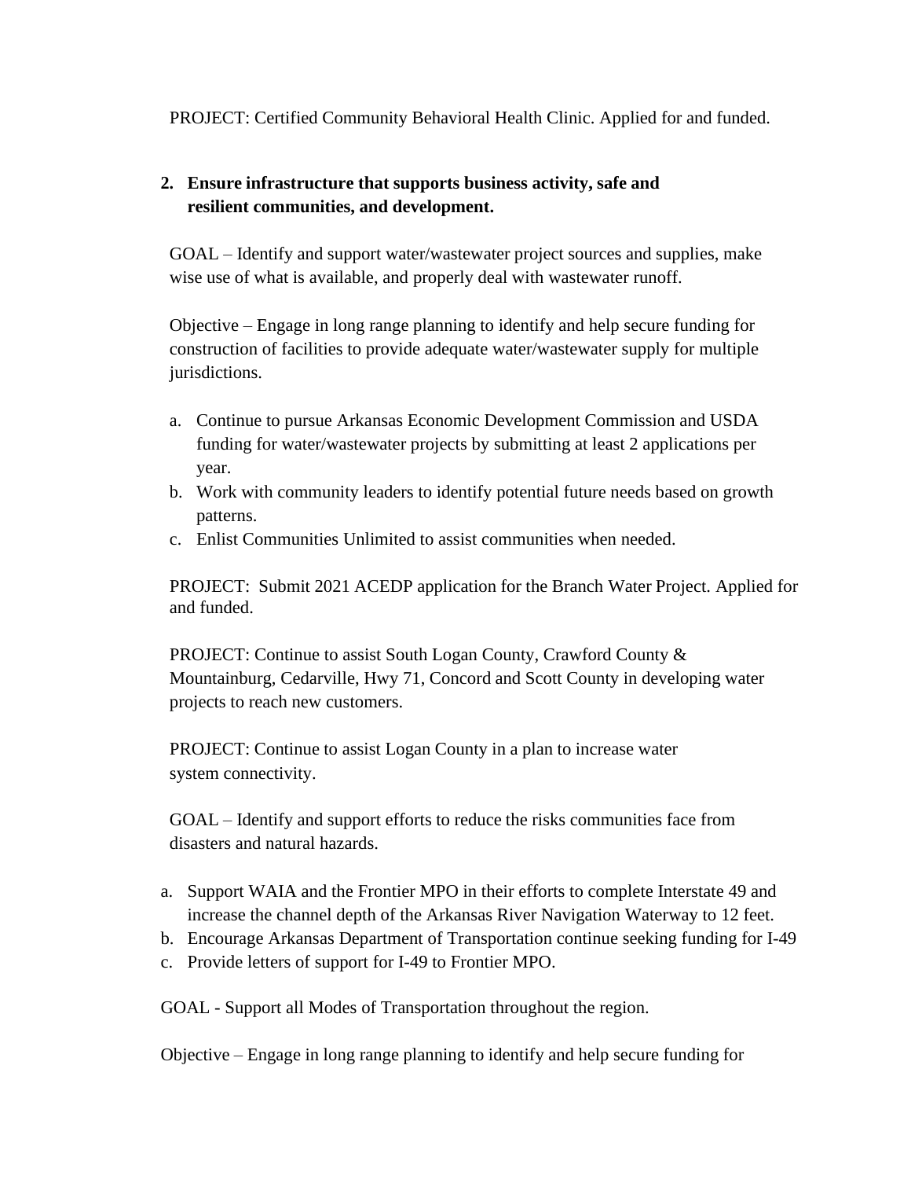PROJECT: Certified Community Behavioral Health Clinic. Applied for and funded.

2. **Ensure infrastructure that supports business activity, safe and resilient communities, and development.**

GOAL – Identify and support water/wastewater project sources and supplies, make wise use of what is available, and properly deal with wastewater runoff.

Objective – Engage in long range planning to identify and help secure funding for construction of facilities to provide adequate water/wastewater supply for multiple jurisdictions.

a. Continue to pursue Arkansas Economic Development Commission and USDA funding for water/wastewater projects by submitting at least 2 applications per year.
b. Work with community leaders to identify potential future needs based on growth patterns.
c. Enlist Communities Unlimited to assist communities when needed.

PROJECT: Submit 2021 ACEDP application for the Branch Water Project. Applied for and funded.

PROJECT: Continue to assist South Logan County, Crawford County & Mountainburg, Cedarville, Hwy 71, Concord and Scott County in developing water projects to reach new customers.

PROJECT: Continue to assist Logan County in a plan to increase water system connectivity.

GOAL – Identify and support efforts to reduce the risks communities face from disasters and natural hazards.

a. Support WAIA and the Frontier MPO in their efforts to complete Interstate 49 and increase the channel depth of the Arkansas River Navigation Waterway to 12 feet.
b. Encourage Arkansas Department of Transportation continue seeking funding for I-49
c. Provide letters of support for I-49 to Frontier MPO.

GOAL - Support all Modes of Transportation throughout the region.

Objective – Engage in long range planning to identify and help secure funding for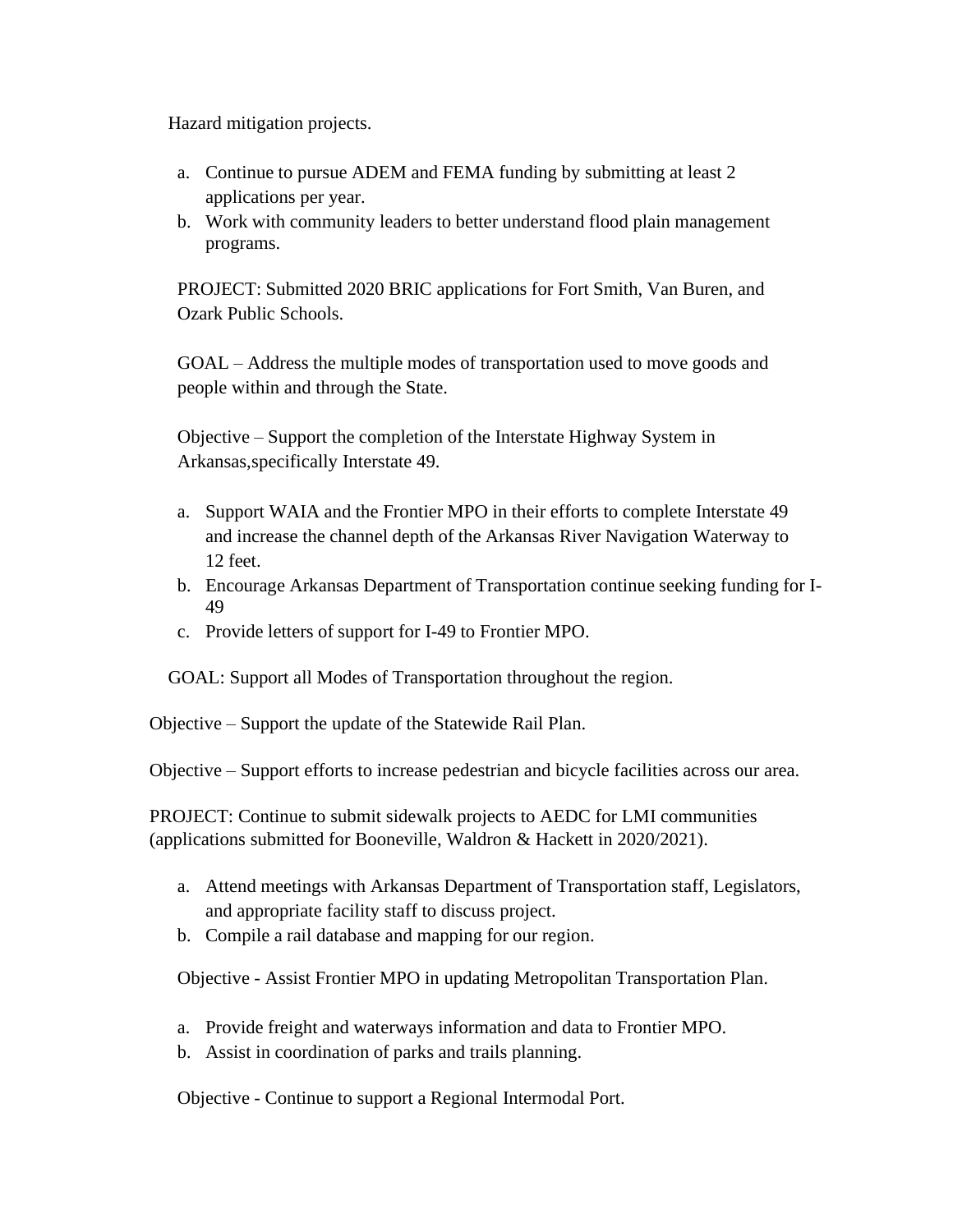Hazard mitigation projects.

a. Continue to pursue ADEM and FEMA funding by submitting at least 2 applications per year.
b. Work with community leaders to better understand flood plain management programs.

PROJECT: Submitted 2020 BRIC applications for Fort Smith, Van Buren, and Ozark Public Schools.

GOAL – Address the multiple modes of transportation used to move goods and people within and through the State.

Objective – Support the completion of the Interstate Highway System in Arkansas,specifically Interstate 49.

a. Support WAIA and the Frontier MPO in their efforts to complete Interstate 49 and increase the channel depth of the Arkansas River Navigation Waterway to 12 feet.
b. Encourage Arkansas Department of Transportation continue seeking funding for I-49
c. Provide letters of support for I-49 to Frontier MPO.

GOAL: Support all Modes of Transportation throughout the region.

Objective – Support the update of the Statewide Rail Plan.

Objective – Support efforts to increase pedestrian and bicycle facilities across our area.

PROJECT: Continue to submit sidewalk projects to AEDC for LMI communities (applications submitted for Booneville, Waldron & Hackett in 2020/2021).

a. Attend meetings with Arkansas Department of Transportation staff, Legislators, and appropriate facility staff to discuss project.
b. Compile a rail database and mapping for our region.

Objective - Assist Frontier MPO in updating Metropolitan Transportation Plan.

a. Provide freight and waterways information and data to Frontier MPO.
b. Assist in coordination of parks and trails planning.

Objective - Continue to support a Regional Intermodal Port.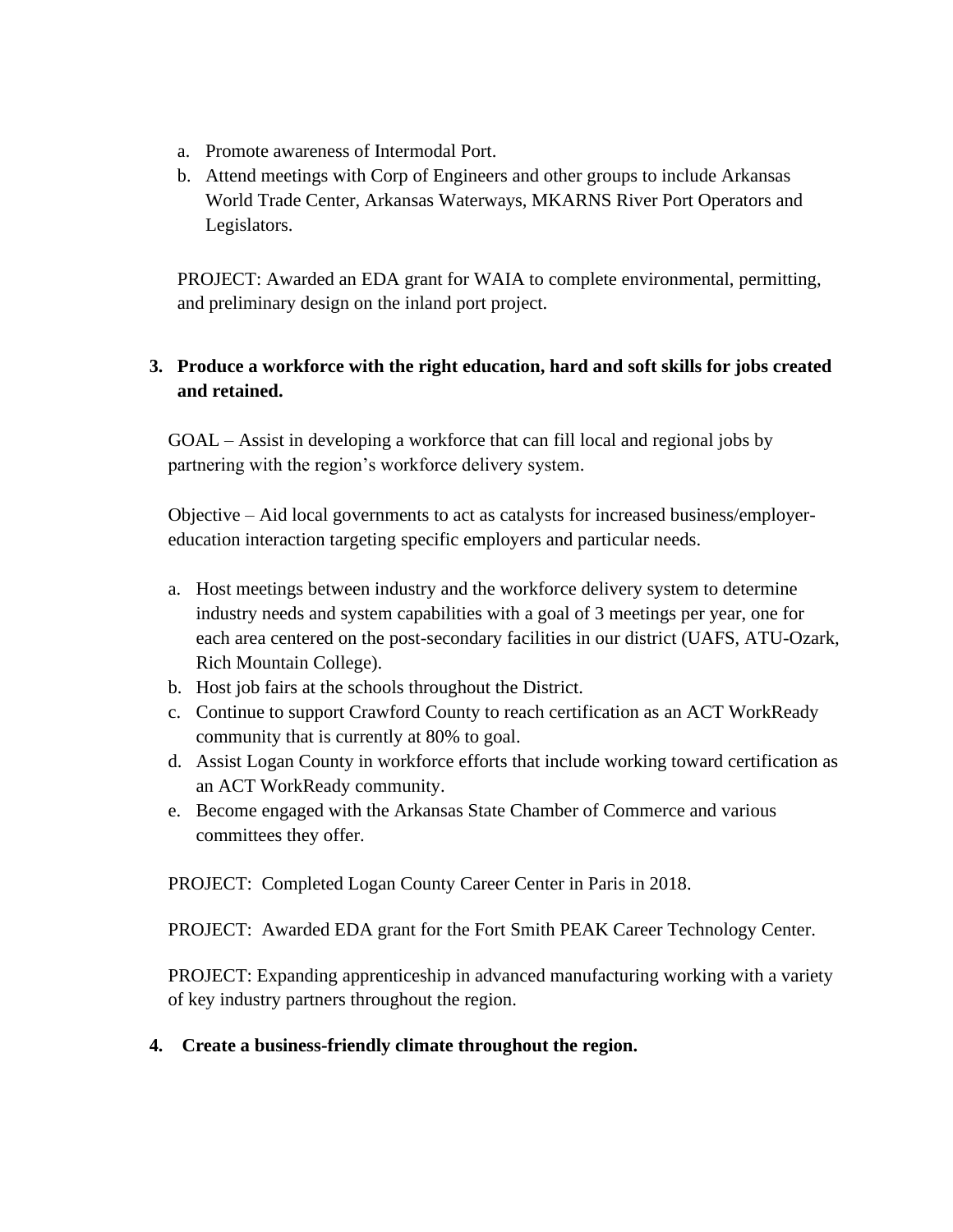a. Promote awareness of Intermodal Port.
b. Attend meetings with Corp of Engineers and other groups to include Arkansas World Trade Center, Arkansas Waterways, MKARNS River Port Operators and Legislators.

PROJECT: Awarded an EDA grant for WAIA to complete environmental, permitting, and preliminary design on the inland port project.

**3. Produce a workforce with the right education, hard and soft skills for jobs created and retained.**

GOAL – Assist in developing a workforce that can fill local and regional jobs by partnering with the region's workforce delivery system.

Objective – Aid local governments to act as catalysts for increased business/employer-education interaction targeting specific employers and particular needs.

a. Host meetings between industry and the workforce delivery system to determine industry needs and system capabilities with a goal of 3 meetings per year, one for each area centered on the post-secondary facilities in our district (UAFS, ATU-Ozark, Rich Mountain College).
b. Host job fairs at the schools throughout the District.
c. Continue to support Crawford County to reach certification as an ACT WorkReady community that is currently at 80% to goal.
d. Assist Logan County in workforce efforts that include working toward certification as an ACT WorkReady community.
e. Become engaged with the Arkansas State Chamber of Commerce and various committees they offer.

PROJECT: Completed Logan County Career Center in Paris in 2018.

PROJECT: Awarded EDA grant for the Fort Smith PEAK Career Technology Center.

PROJECT: Expanding apprenticeship in advanced manufacturing working with a variety of key industry partners throughout the region.

**4. Create a business-friendly climate throughout the region.**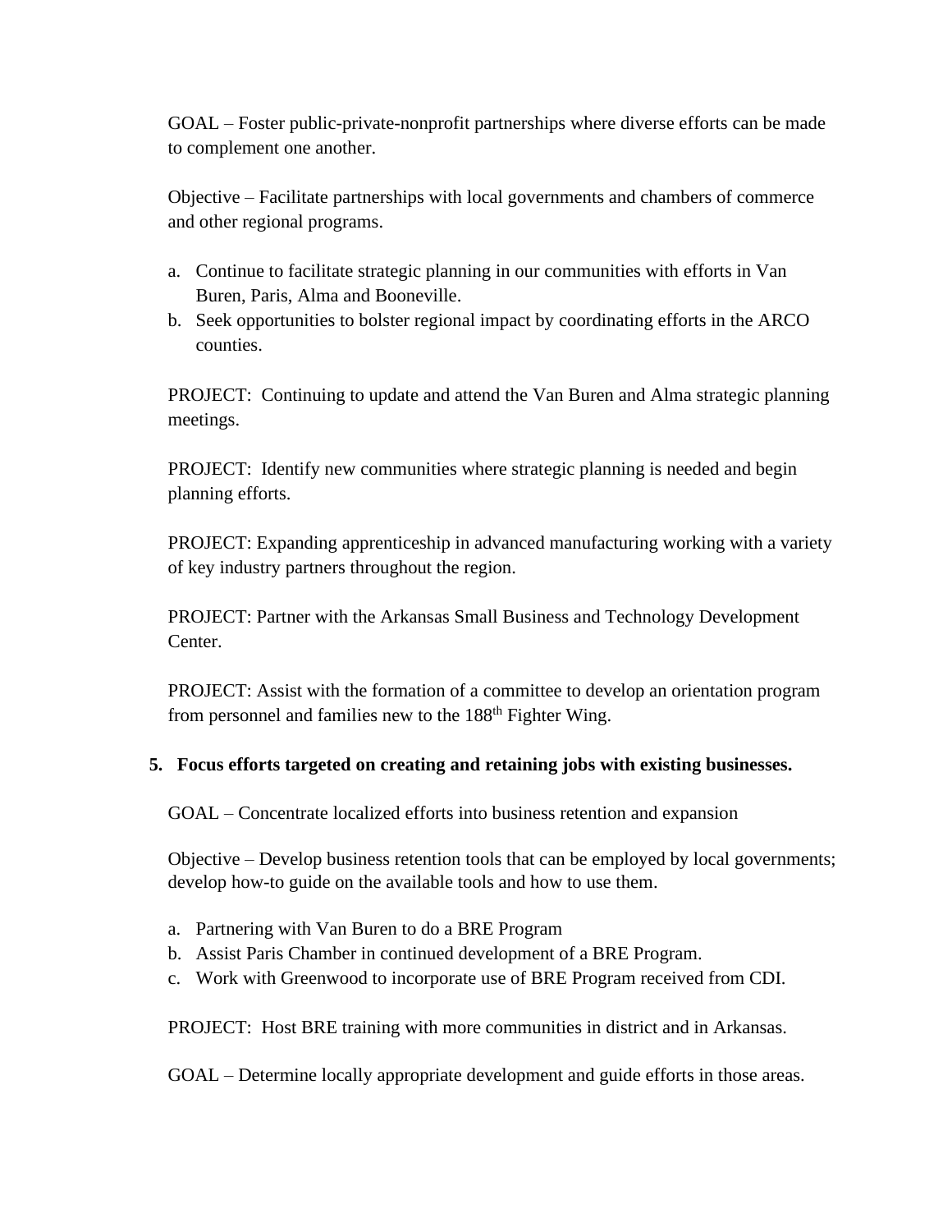GOAL – Foster public-private-nonprofit partnerships where diverse efforts can be made to complement one another.

Objective – Facilitate partnerships with local governments and chambers of commerce and other regional programs.

a. Continue to facilitate strategic planning in our communities with efforts in Van Buren, Paris, Alma and Booneville.
b. Seek opportunities to bolster regional impact by coordinating efforts in the ARCO counties.

PROJECT:  Continuing to update and attend the Van Buren and Alma strategic planning meetings.

PROJECT:  Identify new communities where strategic planning is needed and begin planning efforts.

PROJECT: Expanding apprenticeship in advanced manufacturing working with a variety of key industry partners throughout the region.

PROJECT: Partner with the Arkansas Small Business and Technology Development Center.

PROJECT: Assist with the formation of a committee to develop an orientation program from personnel and families new to the 188th Fighter Wing.

**5. Focus efforts targeted on creating and retaining jobs with existing businesses.**

GOAL – Concentrate localized efforts into business retention and expansion

Objective – Develop business retention tools that can be employed by local governments; develop how-to guide on the available tools and how to use them.

a. Partnering with Van Buren to do a BRE Program
b. Assist Paris Chamber in continued development of a BRE Program.
c. Work with Greenwood to incorporate use of BRE Program received from CDI.

PROJECT:  Host BRE training with more communities in district and in Arkansas.

GOAL – Determine locally appropriate development and guide efforts in those areas.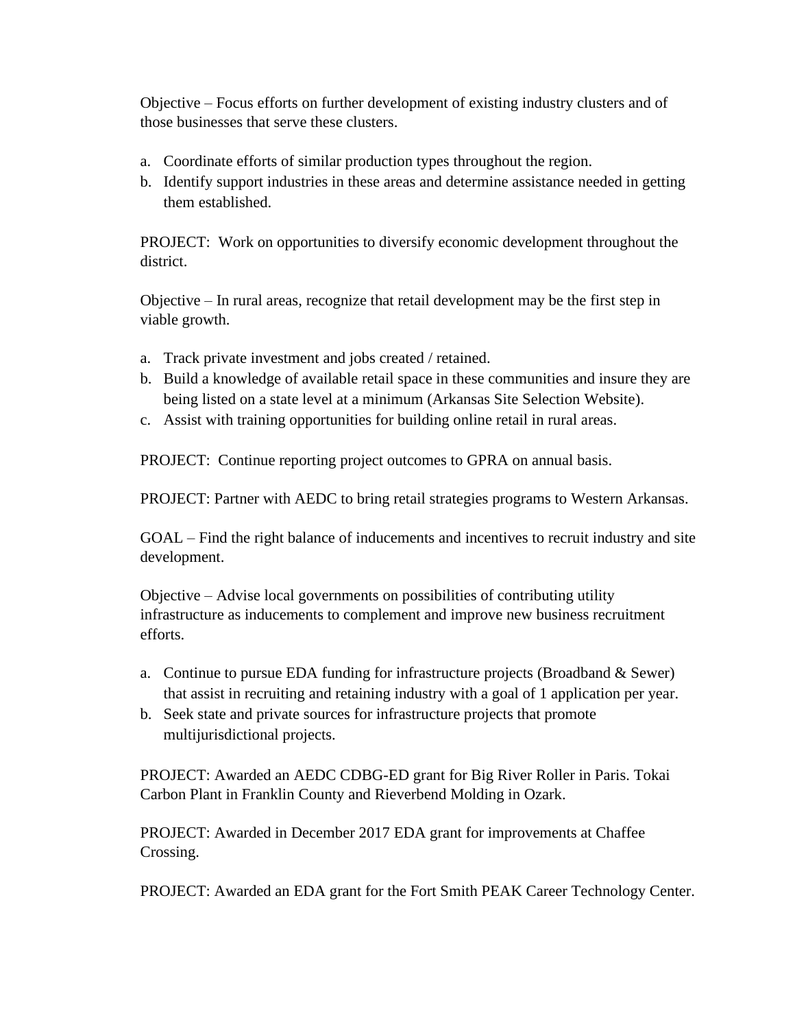Objective – Focus efforts on further development of existing industry clusters and of those businesses that serve these clusters.

a. Coordinate efforts of similar production types throughout the region.
b. Identify support industries in these areas and determine assistance needed in getting them established.

PROJECT: Work on opportunities to diversify economic development throughout the district.

Objective – In rural areas, recognize that retail development may be the first step in viable growth.

a. Track private investment and jobs created / retained.
b. Build a knowledge of available retail space in these communities and insure they are being listed on a state level at a minimum (Arkansas Site Selection Website).
c. Assist with training opportunities for building online retail in rural areas.

PROJECT: Continue reporting project outcomes to GPRA on annual basis.

PROJECT: Partner with AEDC to bring retail strategies programs to Western Arkansas.

GOAL – Find the right balance of inducements and incentives to recruit industry and site development.

Objective – Advise local governments on possibilities of contributing utility infrastructure as inducements to complement and improve new business recruitment efforts.

a. Continue to pursue EDA funding for infrastructure projects (Broadband & Sewer) that assist in recruiting and retaining industry with a goal of 1 application per year.
b. Seek state and private sources for infrastructure projects that promote multijurisdictional projects.

PROJECT: Awarded an AEDC CDBG-ED grant for Big River Roller in Paris. Tokai Carbon Plant in Franklin County and Rieverbend Molding in Ozark.

PROJECT: Awarded in December 2017 EDA grant for improvements at Chaffee Crossing.

PROJECT: Awarded an EDA grant for the Fort Smith PEAK Career Technology Center.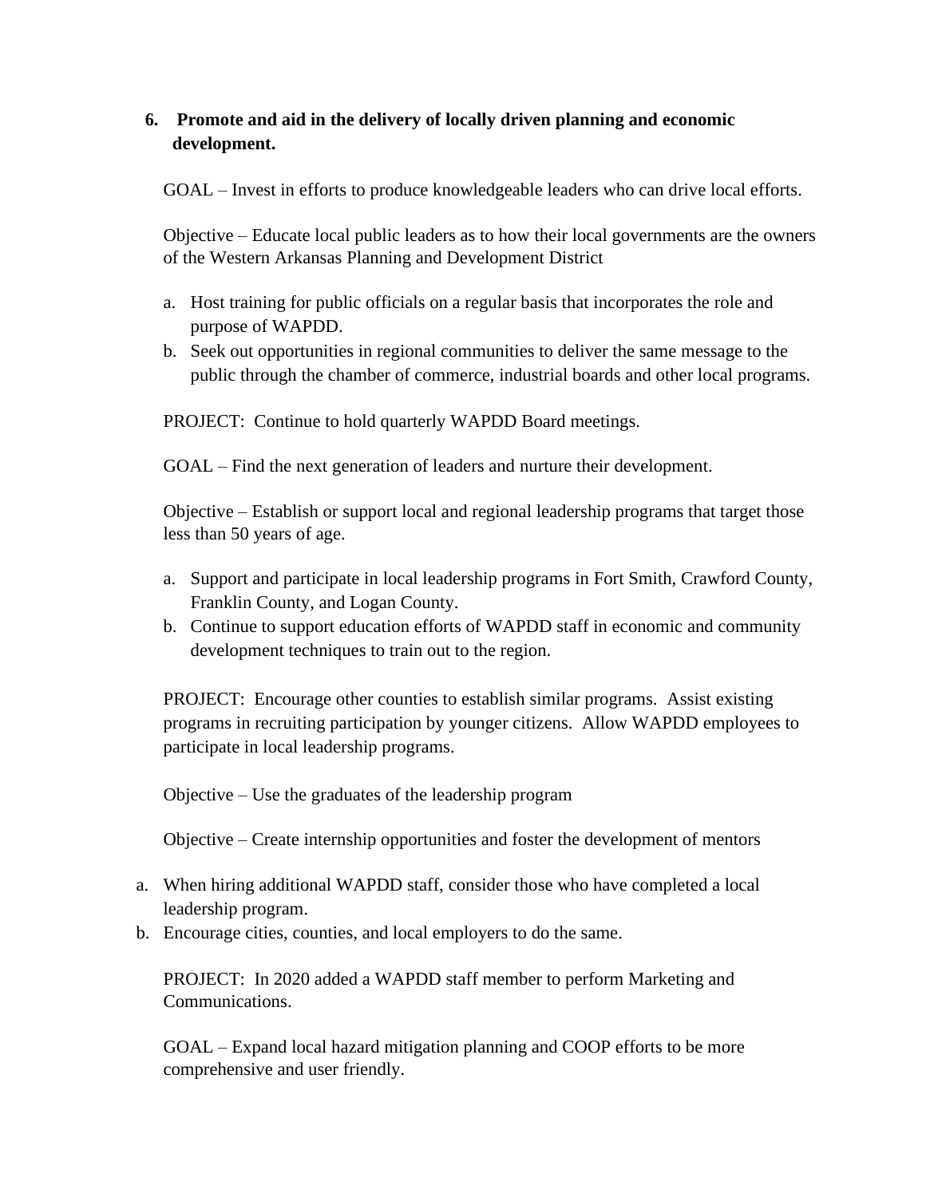6. **Promote and aid in the delivery of locally driven planning and economic development.**

GOAL – Invest in efforts to produce knowledgeable leaders who can drive local efforts.

Objective – Educate local public leaders as to how their local governments are the owners of the Western Arkansas Planning and Development District

a. Host training for public officials on a regular basis that incorporates the role and purpose of WAPDD.
b. Seek out opportunities in regional communities to deliver the same message to the public through the chamber of commerce, industrial boards and other local programs.

PROJECT: Continue to hold quarterly WAPDD Board meetings.

GOAL – Find the next generation of leaders and nurture their development.

Objective – Establish or support local and regional leadership programs that target those less than 50 years of age.

a. Support and participate in local leadership programs in Fort Smith, Crawford County, Franklin County, and Logan County.
b. Continue to support education efforts of WAPDD staff in economic and community development techniques to train out to the region.

PROJECT: Encourage other counties to establish similar programs. Assist existing programs in recruiting participation by younger citizens. Allow WAPDD employees to participate in local leadership programs.

Objective – Use the graduates of the leadership program

Objective – Create internship opportunities and foster the development of mentors

a. When hiring additional WAPDD staff, consider those who have completed a local leadership program.
b. Encourage cities, counties, and local employers to do the same.

PROJECT: In 2020 added a WAPDD staff member to perform Marketing and Communications.

GOAL – Expand local hazard mitigation planning and COOP efforts to be more comprehensive and user friendly.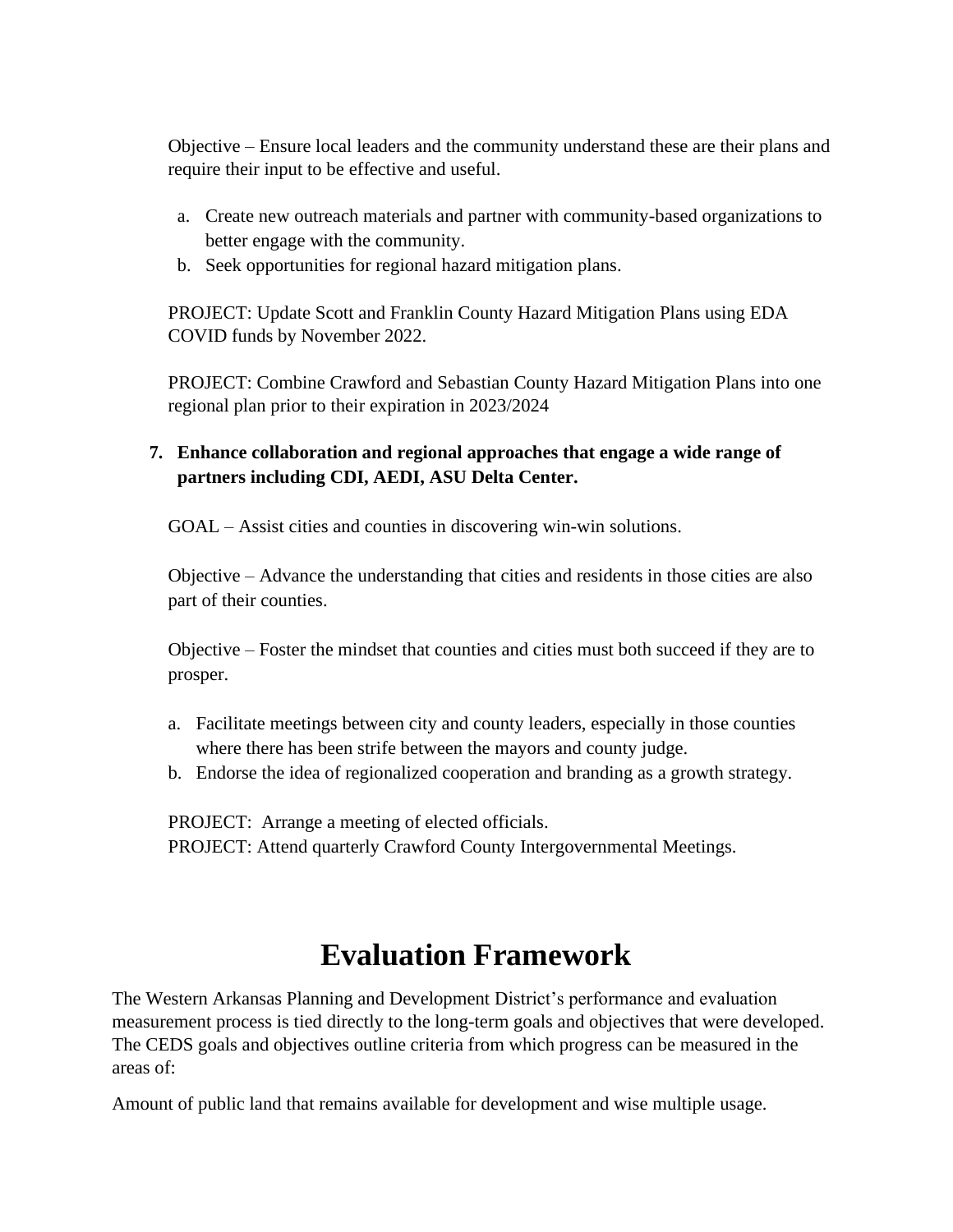Objective – Ensure local leaders and the community understand these are their plans and require their input to be effective and useful.

a. Create new outreach materials and partner with community-based organizations to better engage with the community.
b. Seek opportunities for regional hazard mitigation plans.

PROJECT: Update Scott and Franklin County Hazard Mitigation Plans using EDA COVID funds by November 2022.

PROJECT: Combine Crawford and Sebastian County Hazard Mitigation Plans into one regional plan prior to their expiration in 2023/2024

7. **Enhance collaboration and regional approaches that engage a wide range of partners including CDI, AEDI, ASU Delta Center.**

GOAL – Assist cities and counties in discovering win-win solutions.

Objective – Advance the understanding that cities and residents in those cities are also part of their counties.

Objective – Foster the mindset that counties and cities must both succeed if they are to prosper.

a. Facilitate meetings between city and county leaders, especially in those counties where there has been strife between the mayors and county judge.
b. Endorse the idea of regionalized cooperation and branding as a growth strategy.

PROJECT: Arrange a meeting of elected officials.
PROJECT: Attend quarterly Crawford County Intergovernmental Meetings.

# Evaluation Framework

The Western Arkansas Planning and Development District's performance and evaluation measurement process is tied directly to the long-term goals and objectives that were developed. The CEDS goals and objectives outline criteria from which progress can be measured in the areas of:

Amount of public land that remains available for development and wise multiple usage.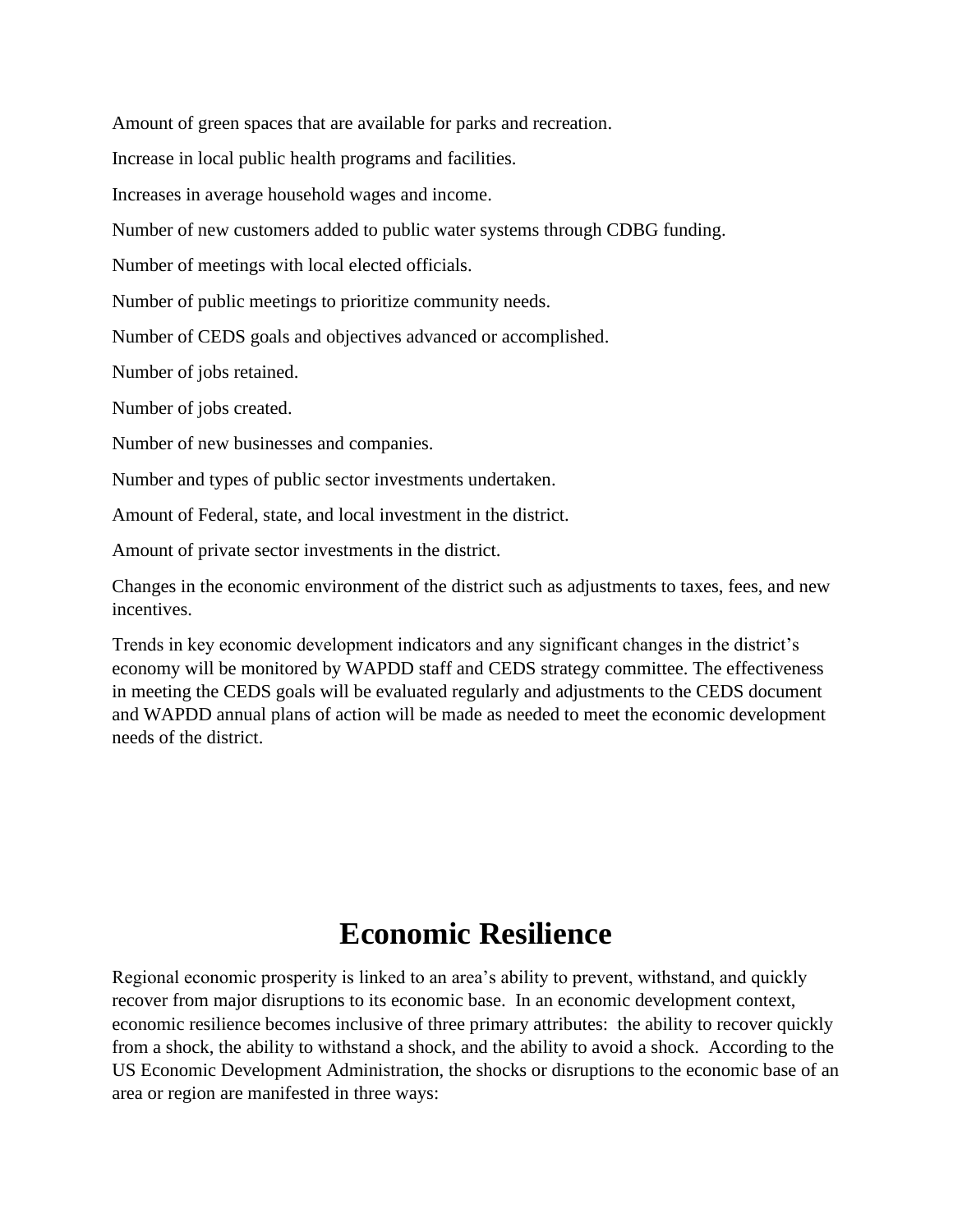Amount of green spaces that are available for parks and recreation.

Increase in local public health programs and facilities.

Increases in average household wages and income.

Number of new customers added to public water systems through CDBG funding.

Number of meetings with local elected officials.

Number of public meetings to prioritize community needs.

Number of CEDS goals and objectives advanced or accomplished.

Number of jobs retained.

Number of jobs created.

Number of new businesses and companies.

Number and types of public sector investments undertaken.

Amount of Federal, state, and local investment in the district.

Amount of private sector investments in the district.

Changes in the economic environment of the district such as adjustments to taxes, fees, and new incentives.

Trends in key economic development indicators and any significant changes in the district's economy will be monitored by WAPDD staff and CEDS strategy committee. The effectiveness in meeting the CEDS goals will be evaluated regularly and adjustments to the CEDS document and WAPDD annual plans of action will be made as needed to meet the economic development needs of the district.

# Economic Resilience

Regional economic prosperity is linked to an area's ability to prevent, withstand, and quickly recover from major disruptions to its economic base. In an economic development context, economic resilience becomes inclusive of three primary attributes: the ability to recover quickly from a shock, the ability to withstand a shock, and the ability to avoid a shock. According to the US Economic Development Administration, the shocks or disruptions to the economic base of an area or region are manifested in three ways: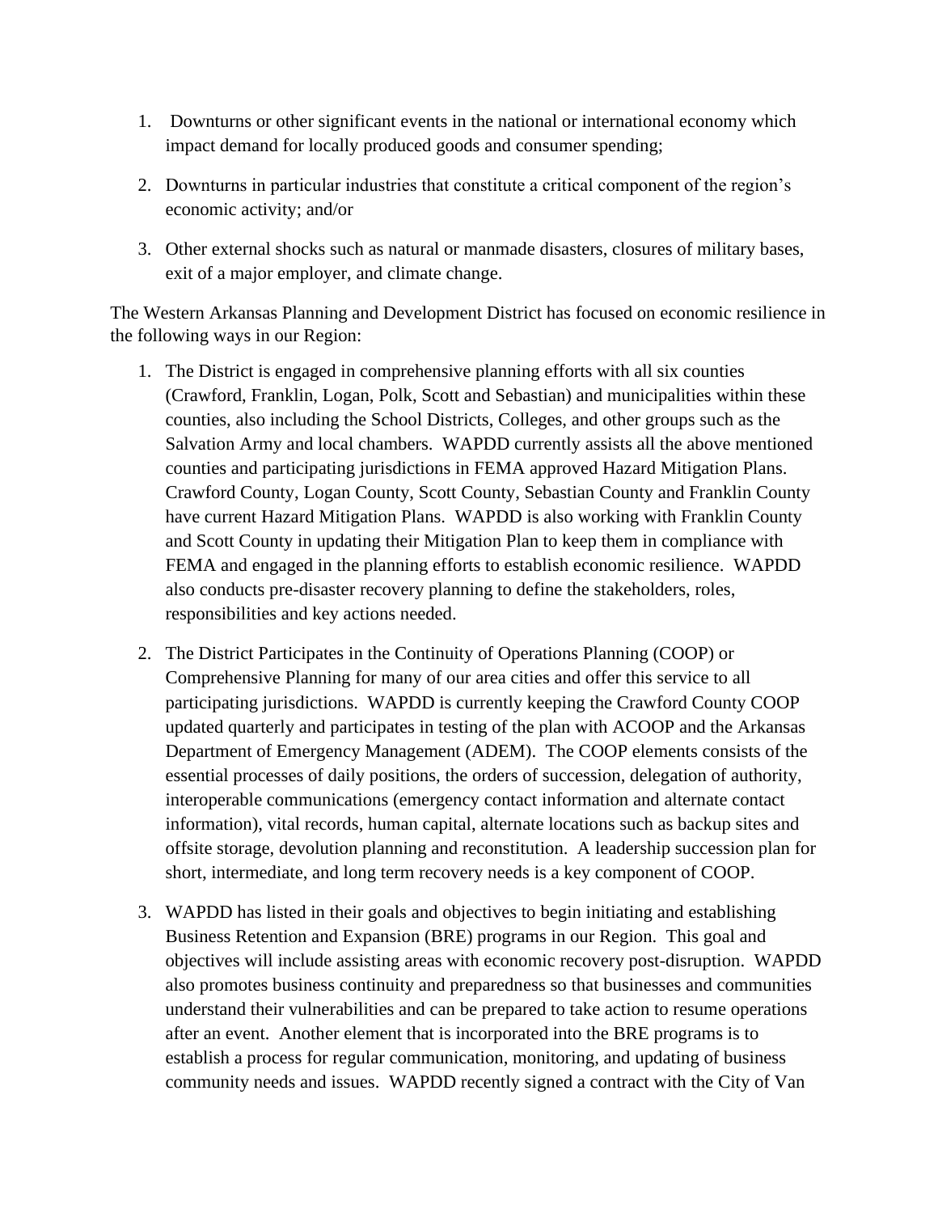1. Downturns or other significant events in the national or international economy which impact demand for locally produced goods and consumer spending;

2. Downturns in particular industries that constitute a critical component of the region's economic activity; and/or

3. Other external shocks such as natural or manmade disasters, closures of military bases, exit of a major employer, and climate change.

The Western Arkansas Planning and Development District has focused on economic resilience in the following ways in our Region:

1. The District is engaged in comprehensive planning efforts with all six counties (Crawford, Franklin, Logan, Polk, Scott and Sebastian) and municipalities within these counties, also including the School Districts, Colleges, and other groups such as the Salvation Army and local chambers. WAPDD currently assists all the above mentioned counties and participating jurisdictions in FEMA approved Hazard Mitigation Plans. Crawford County, Logan County, Scott County, Sebastian County and Franklin County have current Hazard Mitigation Plans. WAPDD is also working with Franklin County and Scott County in updating their Mitigation Plan to keep them in compliance with FEMA and engaged in the planning efforts to establish economic resilience. WAPDD also conducts pre-disaster recovery planning to define the stakeholders, roles, responsibilities and key actions needed.

2. The District Participates in the Continuity of Operations Planning (COOP) or Comprehensive Planning for many of our area cities and offer this service to all participating jurisdictions. WAPDD is currently keeping the Crawford County COOP updated quarterly and participates in testing of the plan with ACOOP and the Arkansas Department of Emergency Management (ADEM). The COOP elements consists of the essential processes of daily positions, the orders of succession, delegation of authority, interoperable communications (emergency contact information and alternate contact information), vital records, human capital, alternate locations such as backup sites and offsite storage, devolution planning and reconstitution. A leadership succession plan for short, intermediate, and long term recovery needs is a key component of COOP.

3. WAPDD has listed in their goals and objectives to begin initiating and establishing Business Retention and Expansion (BRE) programs in our Region. This goal and objectives will include assisting areas with economic recovery post-disruption. WAPDD also promotes business continuity and preparedness so that businesses and communities understand their vulnerabilities and can be prepared to take action to resume operations after an event. Another element that is incorporated into the BRE programs is to establish a process for regular communication, monitoring, and updating of business community needs and issues. WAPDD recently signed a contract with the City of Van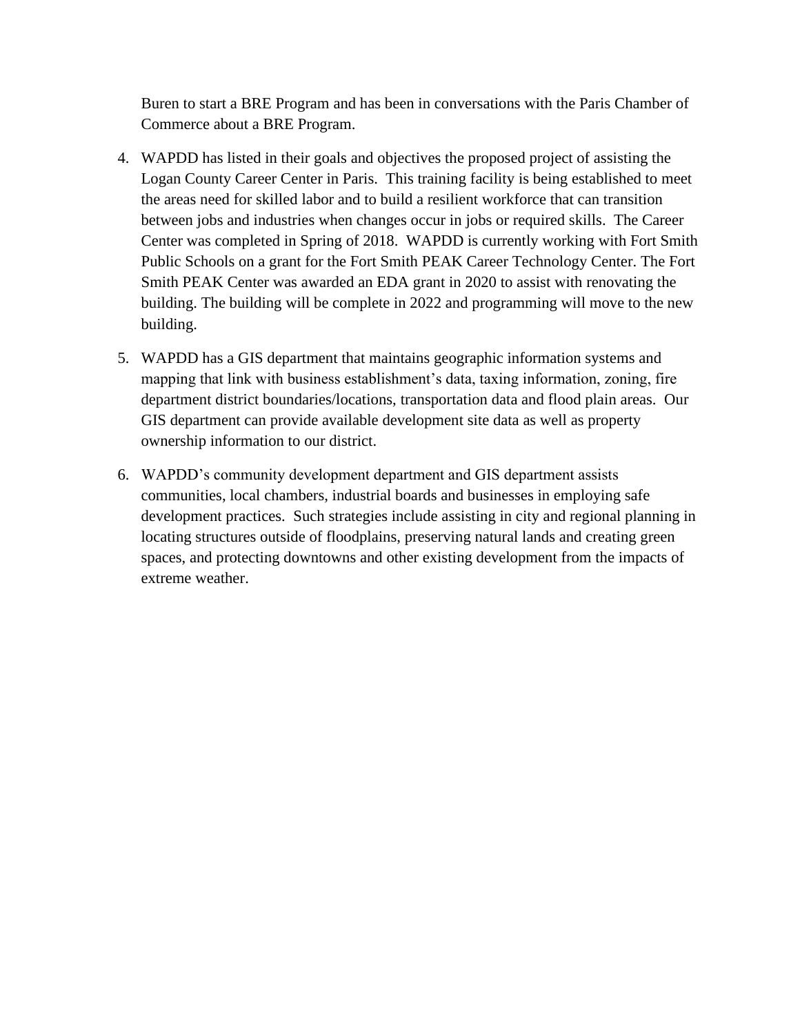Buren to start a BRE Program and has been in conversations with the Paris Chamber of Commerce about a BRE Program.

4. WAPDD has listed in their goals and objectives the proposed project of assisting the Logan County Career Center in Paris. This training facility is being established to meet the areas need for skilled labor and to build a resilient workforce that can transition between jobs and industries when changes occur in jobs or required skills. The Career Center was completed in Spring of 2018. WAPDD is currently working with Fort Smith Public Schools on a grant for the Fort Smith PEAK Career Technology Center. The Fort Smith PEAK Center was awarded an EDA grant in 2020 to assist with renovating the building. The building will be complete in 2022 and programming will move to the new building.

5. WAPDD has a GIS department that maintains geographic information systems and mapping that link with business establishment's data, taxing information, zoning, fire department district boundaries/locations, transportation data and flood plain areas. Our GIS department can provide available development site data as well as property ownership information to our district.

6. WAPDD's community development department and GIS department assists communities, local chambers, industrial boards and businesses in employing safe development practices. Such strategies include assisting in city and regional planning in locating structures outside of floodplains, preserving natural lands and creating green spaces, and protecting downtowns and other existing development from the impacts of extreme weather.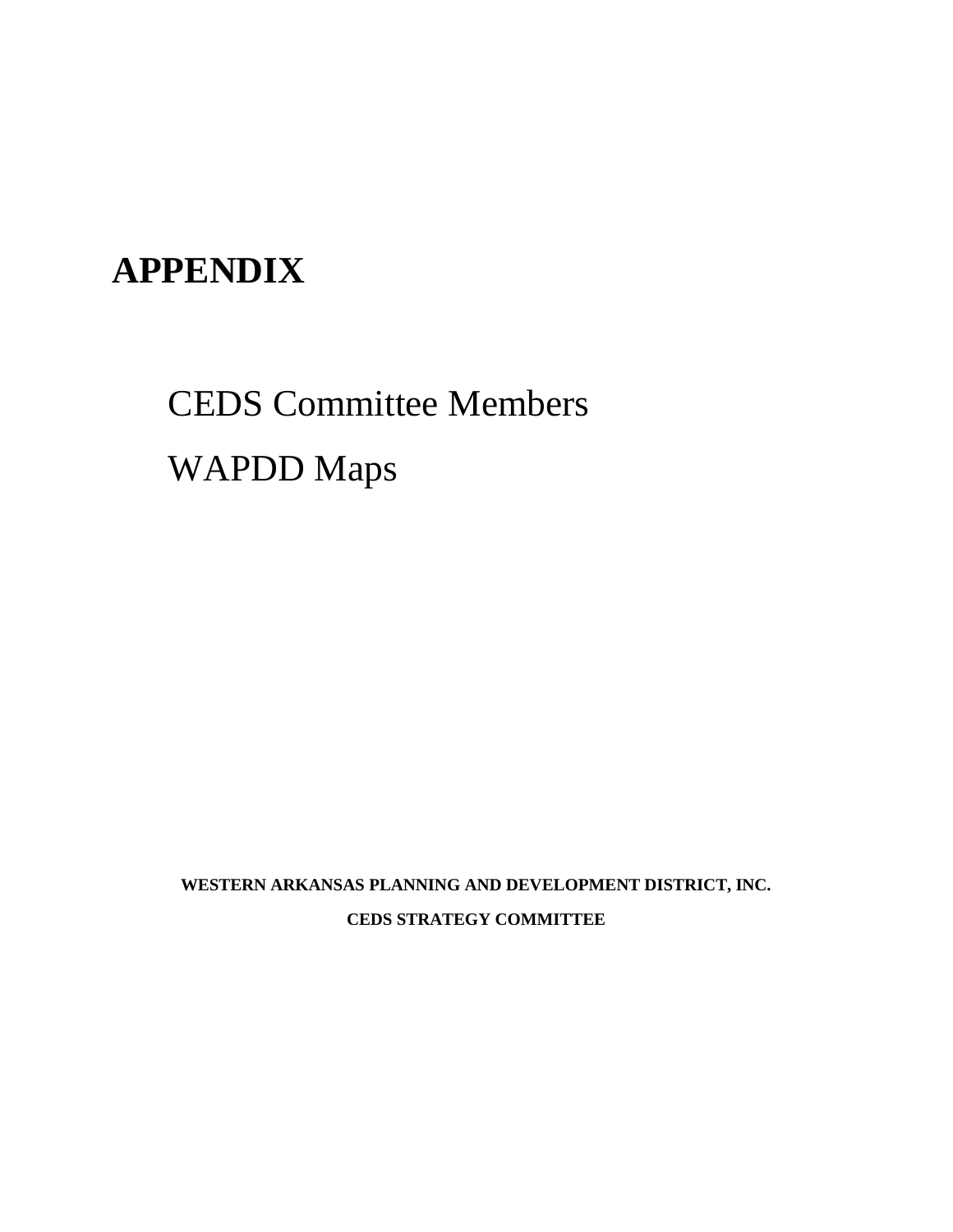# APPENDIX

CEDS Committee Members

WAPDD Maps

**WESTERN ARKANSAS PLANNING AND DEVELOPMENT DISTRICT, INC.**

**CEDS STRATEGY COMMITTEE**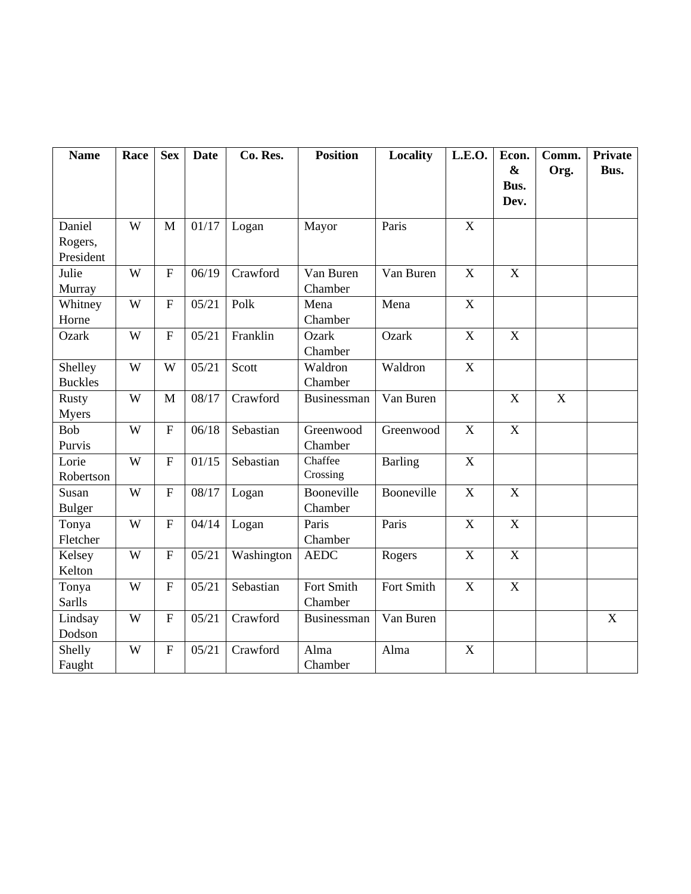| Name | Race | Sex | Date | Co. Res. | Position | Locality | L.E.O. | Econ. & Bus. Dev. | Comm. Org. | Private Bus. |
|---|---|---|---|---|---|---|---|---|---|---|
| Daniel Rogers, President | W | M | 01/17 | Logan | Mayor | Paris | X | | | |
| Julie Murray | W | F | 06/19 | Crawford | Van Buren Chamber | Van Buren | X | X | | |
| Whitney Horne | W | F | 05/21 | Polk | Mena Chamber | Mena | X | | | |
| Ozark | W | F | 05/21 | Franklin | Ozark Chamber | Ozark | X | X | | |
| Shelley Buckles | W | W | 05/21 | Scott | Waldron Chamber | Waldron | X | | | |
| Rusty Myers | W | M | 08/17 | Crawford | Businessman | Van Buren | | X | X | |
| Bob Purvis | W | F | 06/18 | Sebastian | Greenwood Chamber | Greenwood | X | X | | |
| Lorie Robertson | W | F | 01/15 | Sebastian | Chaffee Crossing | Barling | X | | | |
| Susan Bulger | W | F | 08/17 | Logan | Booneville Chamber | Booneville | X | X | | |
| Tonya Fletcher | W | F | 04/14 | Logan | Paris Chamber | Paris | X | X | | |
| Kelsey Kelton | W | F | 05/21 | Washington | AEDC | Rogers | X | X | | |
| Tonya Sarlls | W | F | 05/21 | Sebastian | Fort Smith Chamber | Fort Smith | X | X | | |
| Lindsay Dodson | W | F | 05/21 | Crawford | Businessman | Van Buren | | | | X |
| Shelly Faught | W | F | 05/21 | Crawford | Alma Chamber | Alma | X | | | |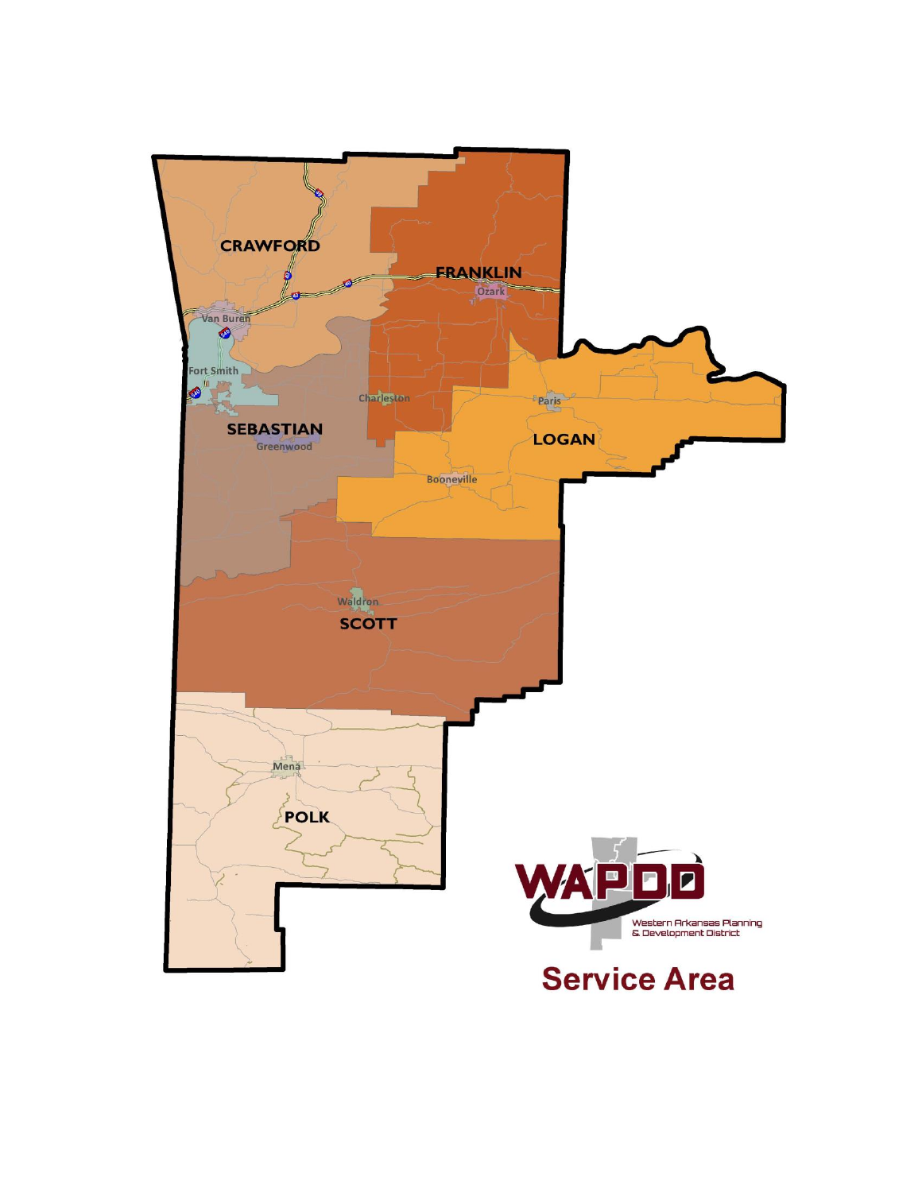CRAWFORD

FRANKLIN

Ozark

Van Buren

Fort Smith

Charleston

Paris

SEBASTIAN

Greenwood

LOGAN

Booneville

Waldron

SCOTT

Mena

POLK

WAPDD

Western Arkansas Planning & Development District

**Service Area**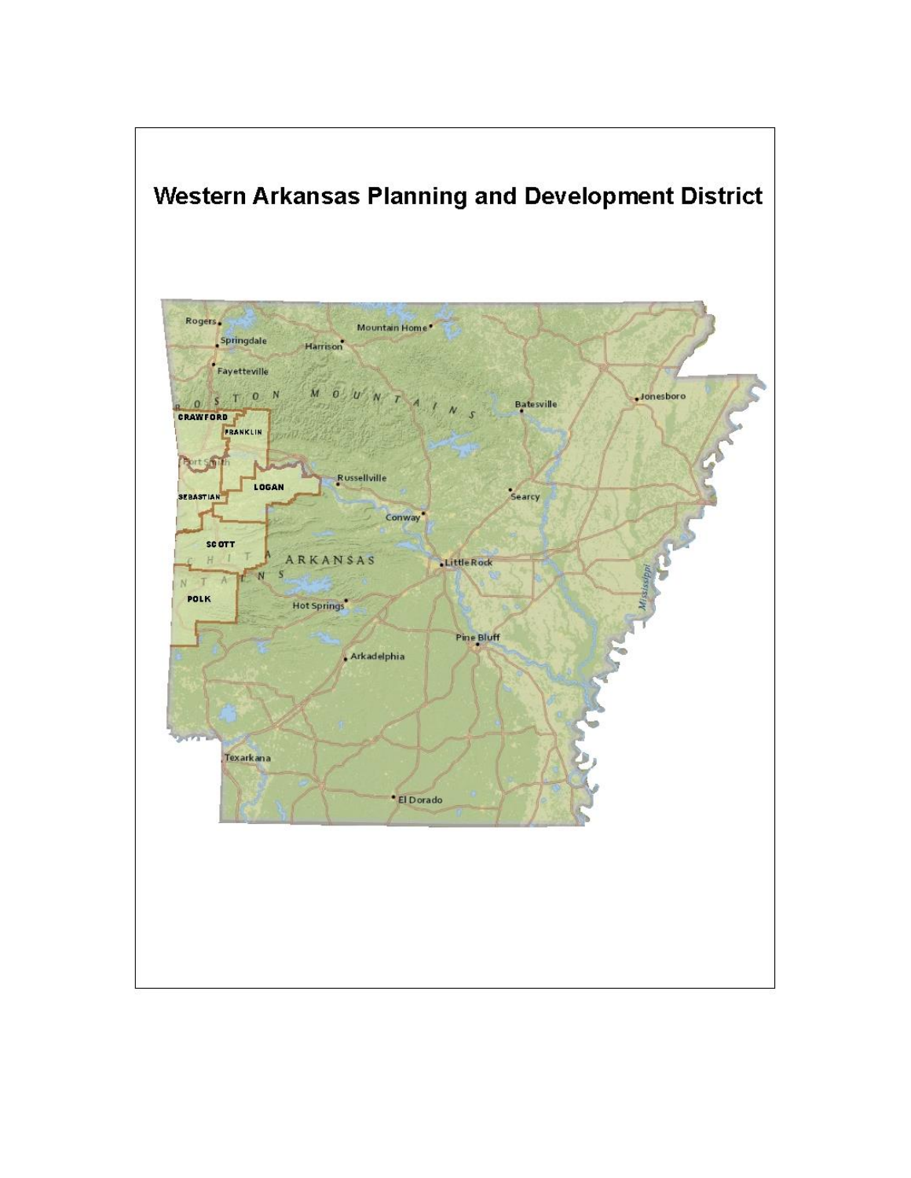# Western Arkansas Planning and Development District

CRAWFORD
FRANKLIN
SEBASTIAN
LOGAN
SCOTT
POLK
Rogers
Springdale
Fayetteville
Harrison
Mountain Home
Batesville
Jonesboro
BOSTON MOUNTAINS
Fort Smith
Russellville
Searcy
Conway
Little Rock
ARKANSAS
OUACHITA MOUNTAINS
Hot Springs
Pine Bluff
Arkadelphia
Mississippi
Texarkana
El Dorado